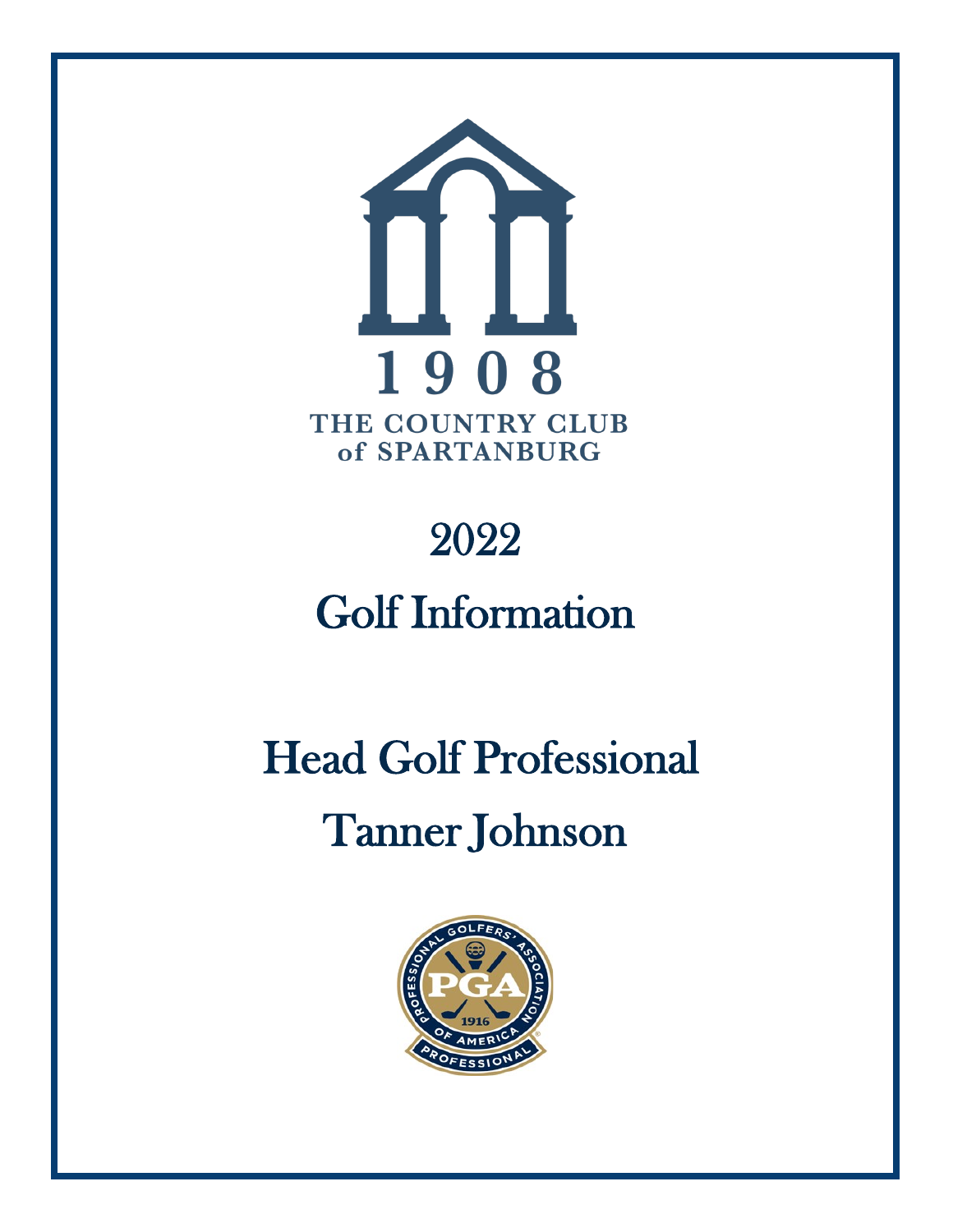1908

THE COUNTRY CLUB of SPARTANBURG

# 2022

# Golf Information

# Head Golf Professional

# Tanner Johnson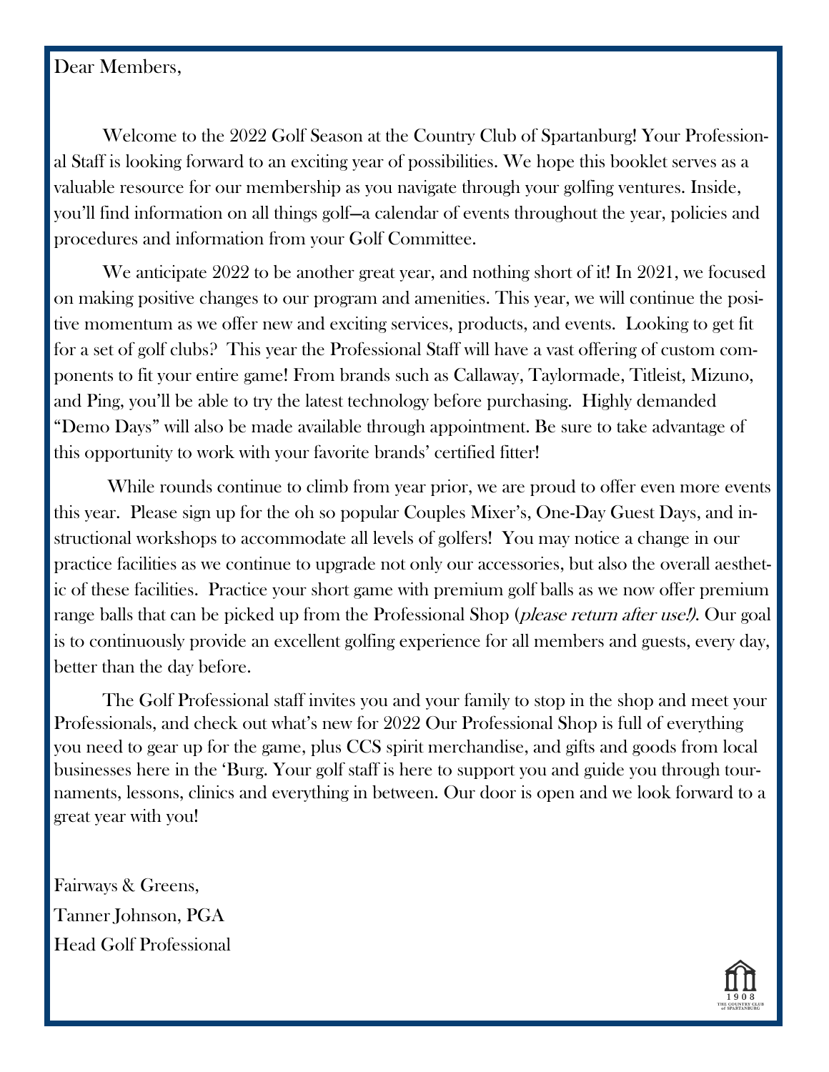Dear Members,

Welcome to the 2022 Golf Season at the Country Club of Spartanburg! Your Professional Staff is looking forward to an exciting year of possibilities. We hope this booklet serves as a valuable resource for our membership as you navigate through your golfing ventures. Inside, you'll find information on all things golf—a calendar of events throughout the year, policies and procedures and information from your Golf Committee.

We anticipate 2022 to be another great year, and nothing short of it! In 2021, we focused on making positive changes to our program and amenities. This year, we will continue the positive momentum as we offer new and exciting services, products, and events. Looking to get fit for a set of golf clubs? This year the Professional Staff will have a vast offering of custom components to fit your entire game! From brands such as Callaway, Taylormade, Titleist, Mizuno, and Ping, you'll be able to try the latest technology before purchasing. Highly demanded "Demo Days" will also be made available through appointment. Be sure to take advantage of this opportunity to work with your favorite brands' certified fitter!

While rounds continue to climb from year prior, we are proud to offer even more events this year. Please sign up for the oh so popular Couples Mixer's, One-Day Guest Days, and instructional workshops to accommodate all levels of golfers! You may notice a change in our practice facilities as we continue to upgrade not only our accessories, but also the overall aesthetic of these facilities. Practice your short game with premium golf balls as we now offer premium range balls that can be picked up from the Professional Shop (*please return after use!)*. Our goal is to continuously provide an excellent golfing experience for all members and guests, every day, better than the day before.

The Golf Professional staff invites you and your family to stop in the shop and meet your Professionals, and check out what's new for 2022 Our Professional Shop is full of everything you need to gear up for the game, plus CCS spirit merchandise, and gifts and goods from local businesses here in the 'Burg. Your golf staff is here to support you and guide you through tournaments, lessons, clinics and everything in between. Our door is open and we look forward to a great year with you!

Fairways & Greens,
Tanner Johnson, PGA
Head Golf Professional

1908 THE COUNTRY CLUB of SPARTANBURG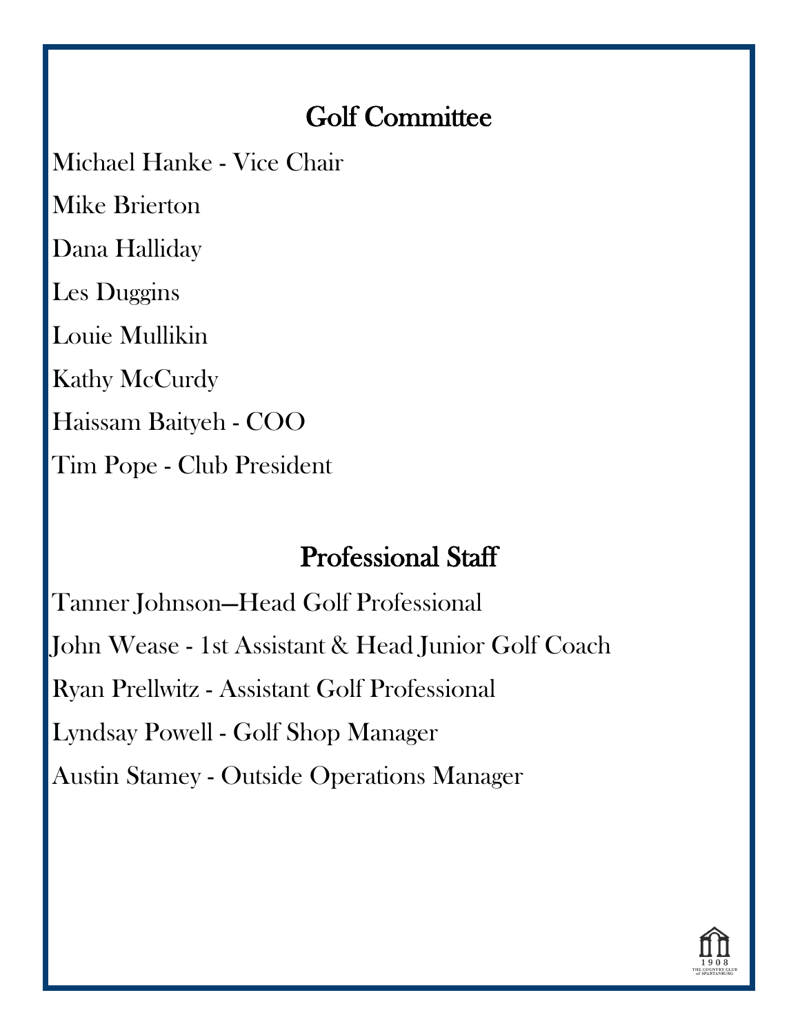## Golf Committee

Michael Hanke - Vice Chair

Mike Brierton

Dana Halliday

Les Duggins

Louie Mullikin

Kathy McCurdy

Haissam Baityeh - COO

Tim Pope - Club President

## Professional Staff

Tanner Johnson—Head Golf Professional

John Wease - 1st Assistant & Head Junior Golf Coach

Ryan Prellwitz - Assistant Golf Professional

Lyndsay Powell - Golf Shop Manager

Austin Stamey - Outside Operations Manager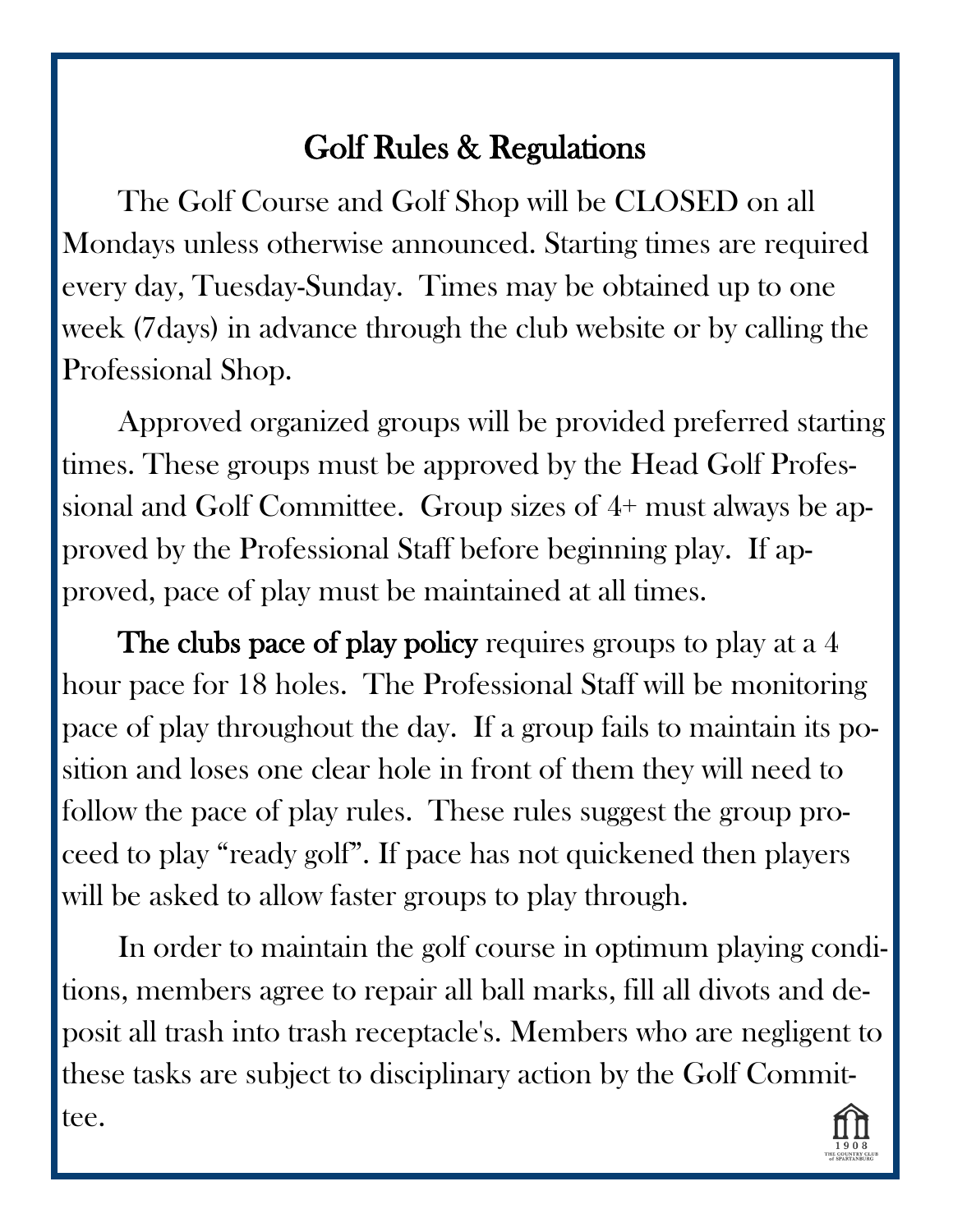# Golf Rules & Regulations

The Golf Course and Golf Shop will be CLOSED on all Mondays unless otherwise announced. Starting times are required every day, Tuesday-Sunday. Times may be obtained up to one week (7days) in advance through the club website or by calling the Professional Shop.

Approved organized groups will be provided preferred starting times. These groups must be approved by the Head Golf Professional and Golf Committee. Group sizes of 4+ must always be approved by the Professional Staff before beginning play. If approved, pace of play must be maintained at all times.

**The clubs pace of play policy** requires groups to play at a 4 hour pace for 18 holes. The Professional Staff will be monitoring pace of play throughout the day. If a group fails to maintain its position and loses one clear hole in front of them they will need to follow the pace of play rules. These rules suggest the group proceed to play "ready golf". If pace has not quickened then players will be asked to allow faster groups to play through.

In order to maintain the golf course in optimum playing conditions, members agree to repair all ball marks, fill all divots and deposit all trash into trash receptacle's. Members who are negligent to these tasks are subject to disciplinary action by the Golf Committee.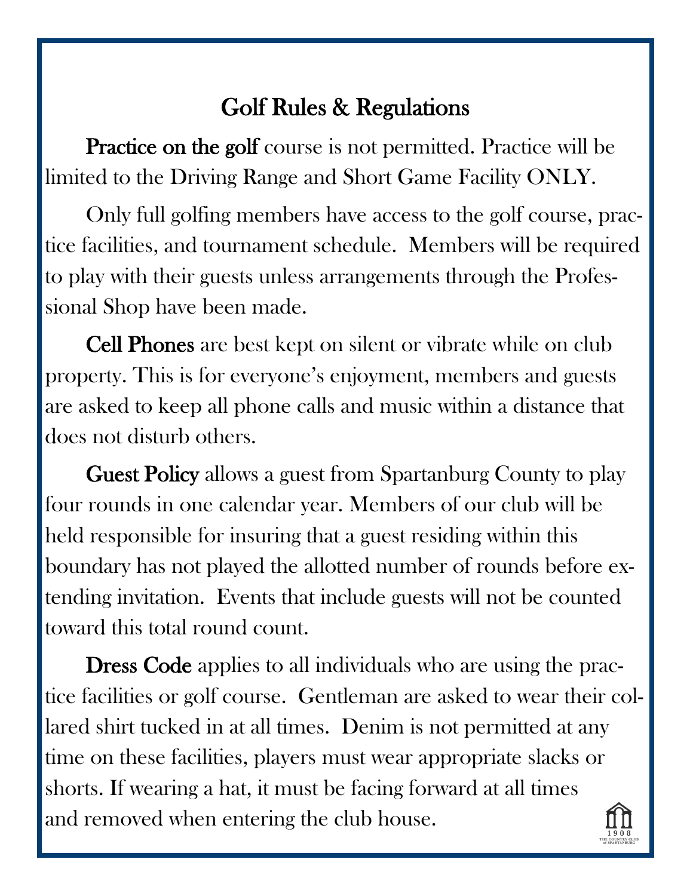# Golf Rules & Regulations

**Practice on the golf** course is not permitted. Practice will be limited to the Driving Range and Short Game Facility ONLY.

Only full golfing members have access to the golf course, practice facilities, and tournament schedule. Members will be required to play with their guests unless arrangements through the Professional Shop have been made.

**Cell Phones** are best kept on silent or vibrate while on club property. This is for everyone's enjoyment, members and guests are asked to keep all phone calls and music within a distance that does not disturb others.

**Guest Policy** allows a guest from Spartanburg County to play four rounds in one calendar year. Members of our club will be held responsible for insuring that a guest residing within this boundary has not played the allotted number of rounds before extending invitation. Events that include guests will not be counted toward this total round count.

**Dress Code** applies to all individuals who are using the practice facilities or golf course. Gentleman are asked to wear their collared shirt tucked in at all times. Denim is not permitted at any time on these facilities, players must wear appropriate slacks or shorts. If wearing a hat, it must be facing forward at all times and removed when entering the club house.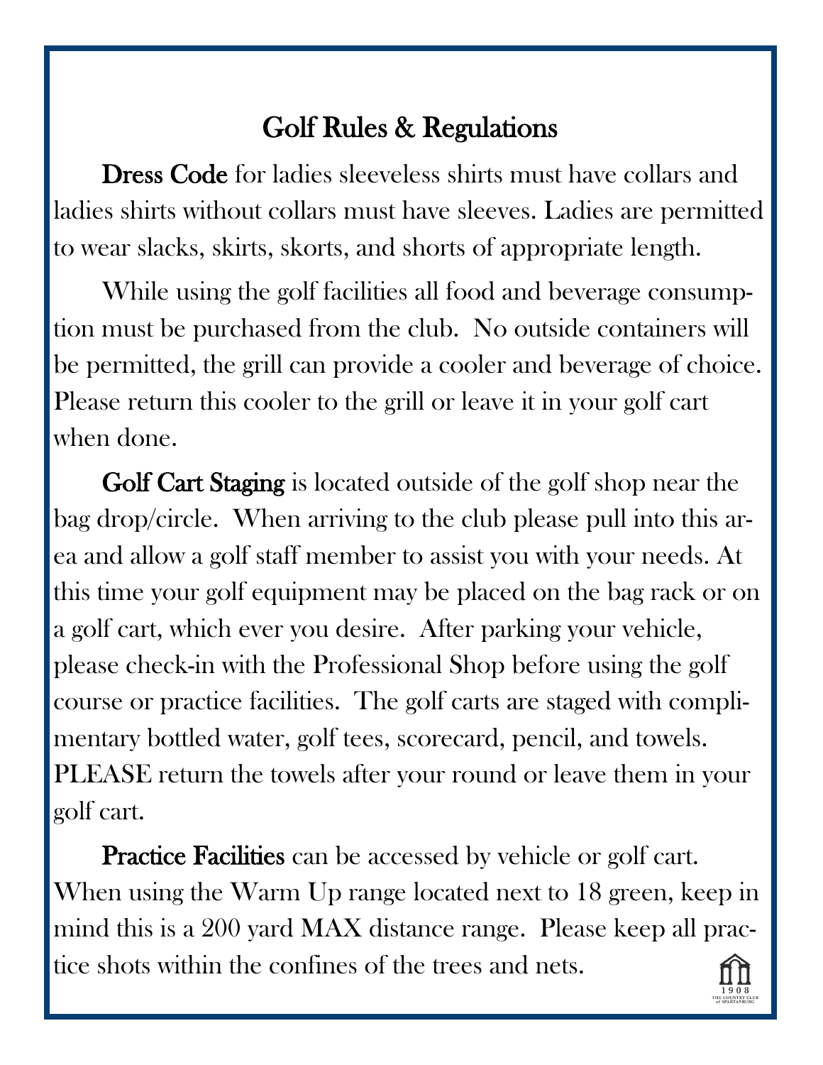# Golf Rules & Regulations

**Dress Code** for ladies sleeveless shirts must have collars and ladies shirts without collars must have sleeves. Ladies are permitted to wear slacks, skirts, skorts, and shorts of appropriate length.

While using the golf facilities all food and beverage consumption must be purchased from the club. No outside containers will be permitted, the grill can provide a cooler and beverage of choice. Please return this cooler to the grill or leave it in your golf cart when done.

**Golf Cart Staging** is located outside of the golf shop near the bag drop/circle. When arriving to the club please pull into this area and allow a golf staff member to assist you with your needs. At this time your golf equipment may be placed on the bag rack or on a golf cart, which ever you desire. After parking your vehicle, please check-in with the Professional Shop before using the golf course or practice facilities. The golf carts are staged with complimentary bottled water, golf tees, scorecard, pencil, and towels. PLEASE return the towels after your round or leave them in your golf cart.

**Practice Facilities** can be accessed by vehicle or golf cart. When using the Warm Up range located next to 18 green, keep in mind this is a 200 yard MAX distance range. Please keep all practice shots within the confines of the trees and nets.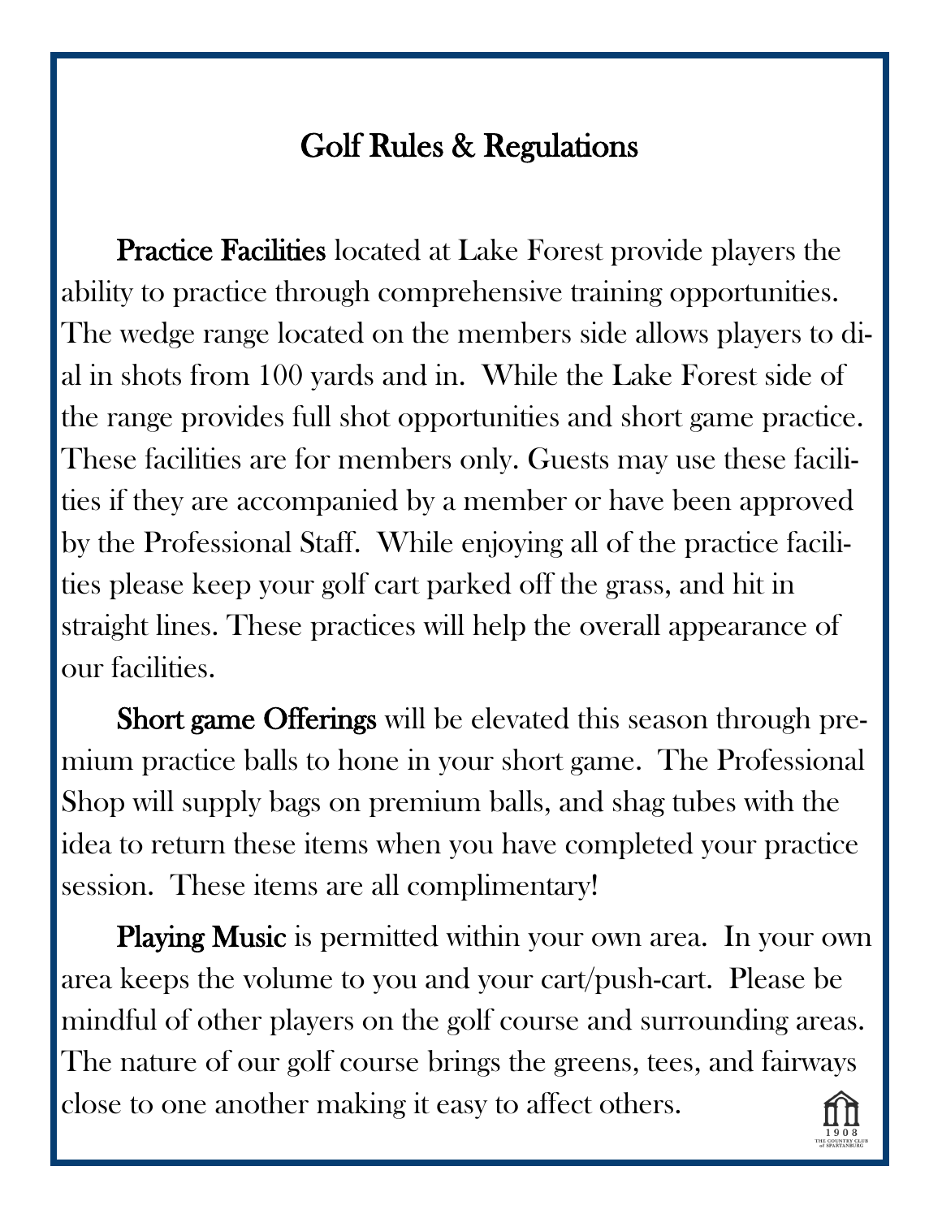# Golf Rules & Regulations

**Practice Facilities** located at Lake Forest provide players the ability to practice through comprehensive training opportunities. The wedge range located on the members side allows players to dial in shots from 100 yards and in. While the Lake Forest side of the range provides full shot opportunities and short game practice. These facilities are for members only. Guests may use these facilities if they are accompanied by a member or have been approved by the Professional Staff. While enjoying all of the practice facilities please keep your golf cart parked off the grass, and hit in straight lines. These practices will help the overall appearance of our facilities.

**Short game Offerings** will be elevated this season through premium practice balls to hone in your short game. The Professional Shop will supply bags on premium balls, and shag tubes with the idea to return these items when you have completed your practice session. These items are all complimentary!

**Playing Music** is permitted within your own area. In your own area keeps the volume to you and your cart/push-cart. Please be mindful of other players on the golf course and surrounding areas. The nature of our golf course brings the greens, tees, and fairways close to one another making it easy to affect others.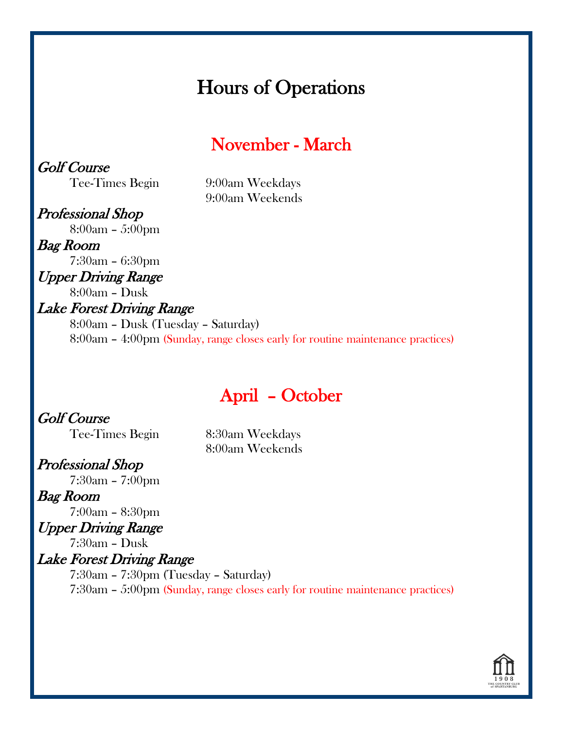# Hours of Operations

## November - March

*Golf Course*

Tee-Times Begin 9:00am Weekdays
9:00am Weekends

*Professional Shop*

8:00am – 5:00pm

*Bag Room*

7:30am – 6:30pm

*Upper Driving Range*

8:00am – Dusk

*Lake Forest Driving Range*

8:00am – Dusk (Tuesday – Saturday)
8:00am – 4:00pm (Sunday, range closes early for routine maintenance practices)

## April – October

*Golf Course*

Tee-Times Begin 8:30am Weekdays
8:00am Weekends

*Professional Shop*

7:30am – 7:00pm

*Bag Room*

7:00am – 8:30pm

*Upper Driving Range*

7:30am – Dusk

*Lake Forest Driving Range*

7:30am – 7:30pm (Tuesday – Saturday)
7:30am – 5:00pm (Sunday, range closes early for routine maintenance practices)

1908
THE COUNTRY CLUB of SPARTANBURG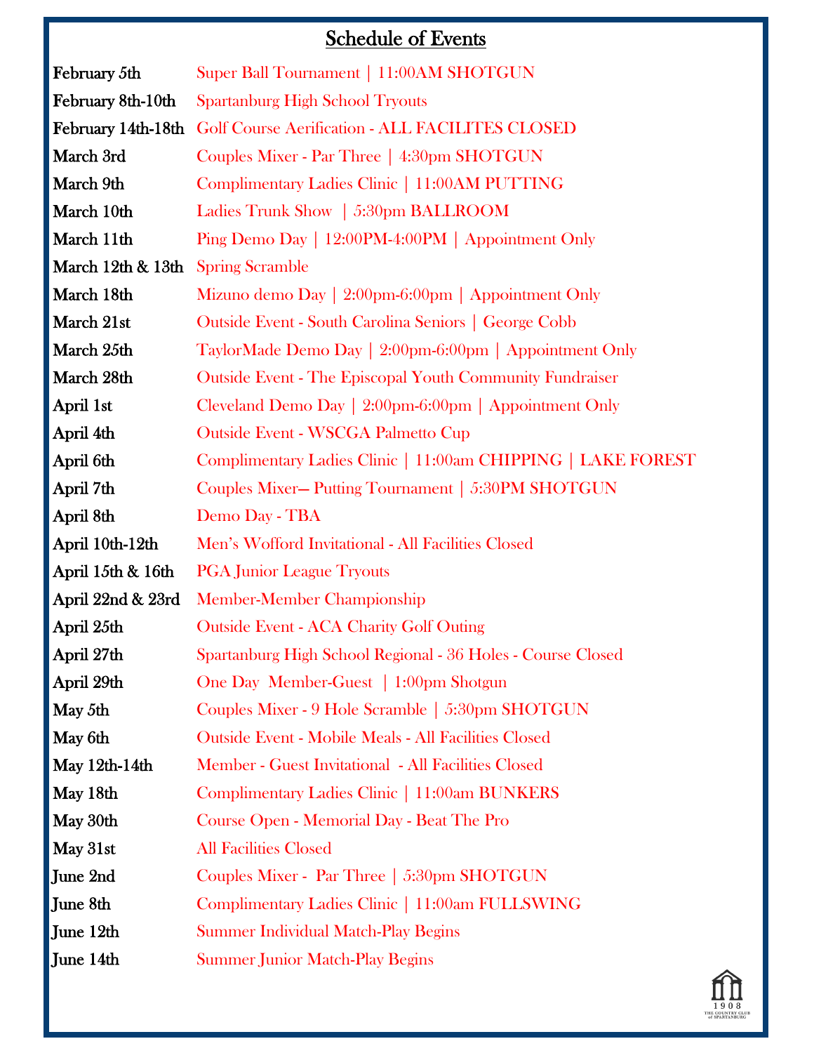# Schedule of Events

| | |
|---|---|
| **February 5th** | Super Ball Tournament \| 11:00AM SHOTGUN |
| **February 8th-10th** | Spartanburg High School Tryouts |
| **February 14th-18th** | Golf Course Aerification - ALL FACILITES CLOSED |
| **March 3rd** | Couples Mixer - Par Three \| 4:30pm SHOTGUN |
| **March 9th** | Complimentary Ladies Clinic \| 11:00AM PUTTING |
| **March 10th** | Ladies Trunk Show \| 5:30pm BALLROOM |
| **March 11th** | Ping Demo Day \| 12:00PM-4:00PM \| Appointment Only |
| **March 12th & 13th** | Spring Scramble |
| **March 18th** | Mizuno demo Day \| 2:00pm-6:00pm \| Appointment Only |
| **March 21st** | Outside Event - South Carolina Seniors \| George Cobb |
| **March 25th** | TaylorMade Demo Day \| 2:00pm-6:00pm \| Appointment Only |
| **March 28th** | Outside Event - The Episcopal Youth Community Fundraiser |
| **April 1st** | Cleveland Demo Day \| 2:00pm-6:00pm \| Appointment Only |
| **April 4th** | Outside Event - WSCGA Palmetto Cup |
| **April 6th** | Complimentary Ladies Clinic \| 11:00am CHIPPING \| LAKE FOREST |
| **April 7th** | Couples Mixer— Putting Tournament \| 5:30PM SHOTGUN |
| **April 8th** | Demo Day - TBA |
| **April 10th-12th** | Men's Wofford Invitational - All Facilities Closed |
| **April 15th & 16th** | PGA Junior League Tryouts |
| **April 22nd & 23rd** | Member-Member Championship |
| **April 25th** | Outside Event - ACA Charity Golf Outing |
| **April 27th** | Spartanburg High School Regional - 36 Holes - Course Closed |
| **April 29th** | One Day Member-Guest \| 1:00pm Shotgun |
| **May 5th** | Couples Mixer - 9 Hole Scramble \| 5:30pm SHOTGUN |
| **May 6th** | Outside Event - Mobile Meals - All Facilities Closed |
| **May 12th-14th** | Member - Guest Invitational - All Facilities Closed |
| **May 18th** | Complimentary Ladies Clinic \| 11:00am BUNKERS |
| **May 30th** | Course Open - Memorial Day - Beat The Pro |
| **May 31st** | All Facilities Closed |
| **June 2nd** | Couples Mixer - Par Three \| 5:30pm SHOTGUN |
| **June 8th** | Complimentary Ladies Clinic \| 11:00am FULLSWING |
| **June 12th** | Summer Individual Match-Play Begins |
| **June 14th** | Summer Junior Match-Play Begins |

1908
THE COUNTRY CLUB of SPARTANBURG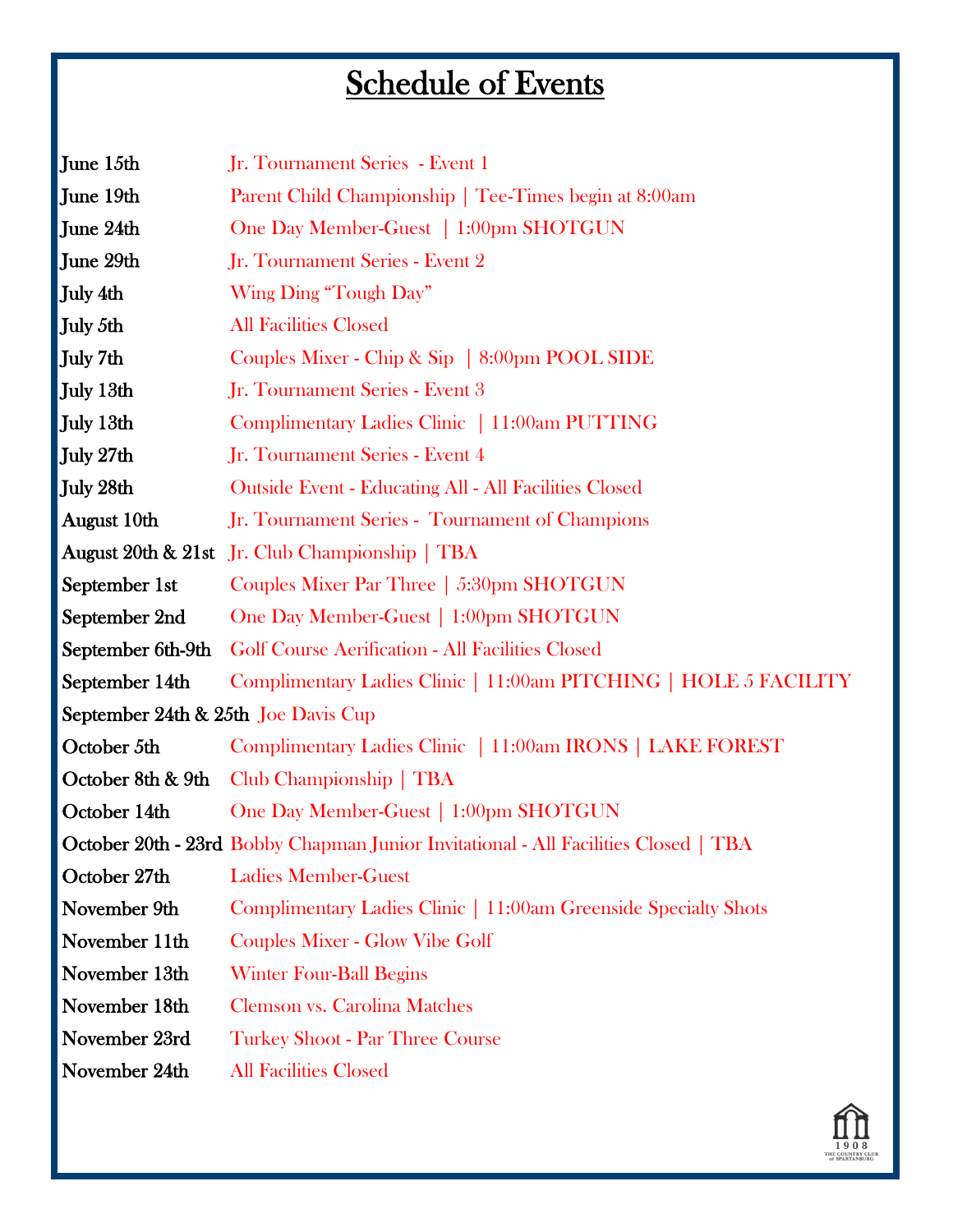# Schedule of Events

| | |
|---|---|
| **June 15th** | Jr. Tournament Series - Event 1 |
| **June 19th** | Parent Child Championship \| Tee-Times begin at 8:00am |
| **June 24th** | One Day Member-Guest \| 1:00pm SHOTGUN |
| **June 29th** | Jr. Tournament Series - Event 2 |
| **July 4th** | Wing Ding "Tough Day" |
| **July 5th** | All Facilities Closed |
| **July 7th** | Couples Mixer - Chip & Sip \| 8:00pm POOL SIDE |
| **July 13th** | Jr. Tournament Series - Event 3 |
| **July 13th** | Complimentary Ladies Clinic \| 11:00am PUTTING |
| **July 27th** | Jr. Tournament Series - Event 4 |
| **July 28th** | Outside Event - Educating All - All Facilities Closed |
| **August 10th** | Jr. Tournament Series - Tournament of Champions |
| **August 20th & 21st** | Jr. Club Championship \| TBA |
| **September 1st** | Couples Mixer Par Three \| 5:30pm SHOTGUN |
| **September 2nd** | One Day Member-Guest \| 1:00pm SHOTGUN |
| **September 6th-9th** | Golf Course Aerification - All Facilities Closed |
| **September 14th** | Complimentary Ladies Clinic \| 11:00am PITCHING \| HOLE 5 FACILITY |
| **September 24th & 25th** | Joe Davis Cup |
| **October 5th** | Complimentary Ladies Clinic \| 11:00am IRONS \| LAKE FOREST |
| **October 8th & 9th** | Club Championship \| TBA |
| **October 14th** | One Day Member-Guest \| 1:00pm SHOTGUN |
| **October 20th - 23rd** | Bobby Chapman Junior Invitational - All Facilities Closed \| TBA |
| **October 27th** | Ladies Member-Guest |
| **November 9th** | Complimentary Ladies Clinic \| 11:00am Greenside Specialty Shots |
| **November 11th** | Couples Mixer - Glow Vibe Golf |
| **November 13th** | Winter Four-Ball Begins |
| **November 18th** | Clemson vs. Carolina Matches |
| **November 23rd** | Turkey Shoot - Par Three Course |
| **November 24th** | All Facilities Closed |

1908 THE COUNTRY CLUB of SPARTANBURG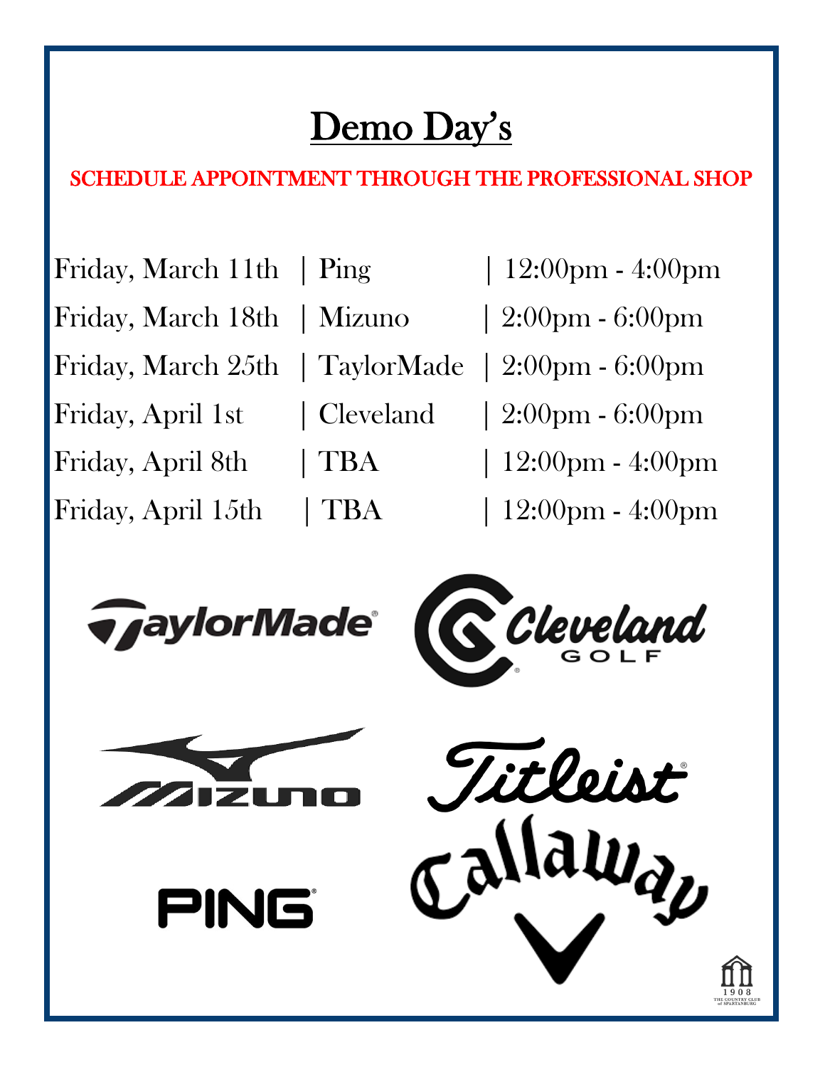# Demo Day's

**SCHEDULE APPOINTMENT THROUGH THE PROFESSIONAL SHOP**

| Date | Brand | Time |
| --- | --- | --- |
| Friday, March 11th | Ping | 12:00pm - 4:00pm |
| Friday, March 18th | Mizuno | 2:00pm - 6:00pm |
| Friday, March 25th | TaylorMade | 2:00pm - 6:00pm |
| Friday, April 1st | Cleveland | 2:00pm - 6:00pm |
| Friday, April 8th | TBA | 12:00pm - 4:00pm |
| Friday, April 15th | TBA | 12:00pm - 4:00pm |

TaylorMade

Cleveland GOLF

Mizuno

Titleist

PING

Callaway

1908 THE COUNTRY CLUB of SPARTANBURG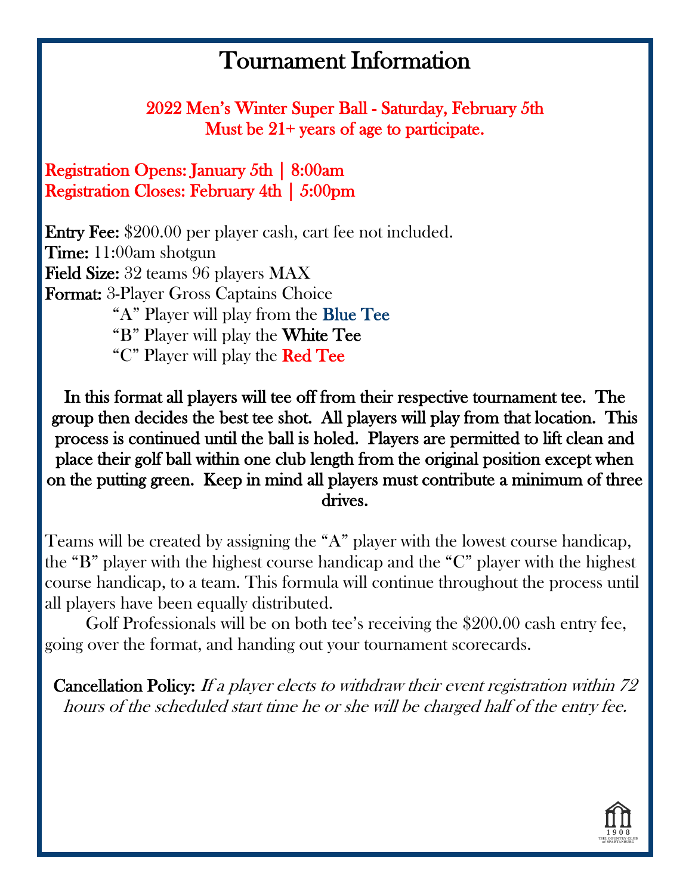# Tournament Information

**2022 Men's Winter Super Ball - Saturday, February 5th**
**Must be 21+ years of age to participate.**

**Registration Opens: January 5th | 8:00am**
**Registration Closes: February 4th | 5:00pm**

**Entry Fee:** $200.00 per player cash, cart fee not included.
**Time:** 11:00am shotgun
**Field Size:** 32 teams 96 players MAX
**Format:** 3-Player Gross Captains Choice

"A" Player will play from the **Blue Tee**
"B" Player will play the **White Tee**
"C" Player will play the **Red Tee**

**In this format all players will tee off from their respective tournament tee. The group then decides the best tee shot. All players will play from that location. This process is continued until the ball is holed. Players are permitted to lift clean and place their golf ball within one club length from the original position except when on the putting green. Keep in mind all players must contribute a minimum of three drives.**

Teams will be created by assigning the "A" player with the lowest course handicap, the "B" player with the highest course handicap and the "C" player with the highest course handicap, to a team. This formula will continue throughout the process until all players have been equally distributed.

Golf Professionals will be on both tee's receiving the $200.00 cash entry fee, going over the format, and handing out your tournament scorecards.

**Cancellation Policy:** *If a player elects to withdraw their event registration within 72 hours of the scheduled start time he or she will be charged half of the entry fee.*

1908
THE COUNTRY CLUB of SPARTANBURG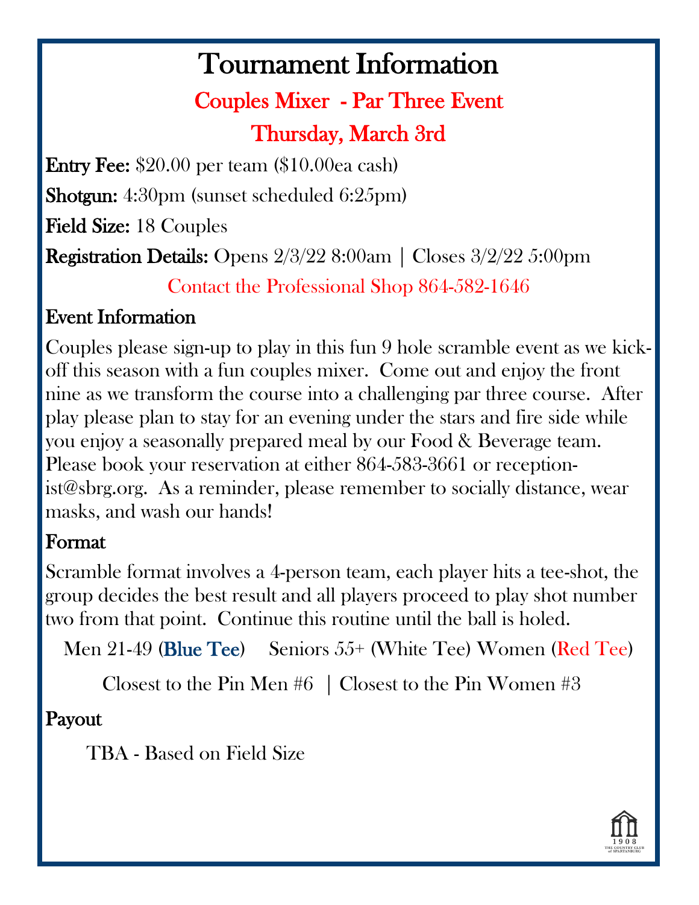# Tournament Information

## Couples Mixer - Par Three Event

## Thursday, March 3rd

**Entry Fee:** $20.00 per team ($10.00ea cash)

**Shotgun:** 4:30pm (sunset scheduled 6:25pm)

**Field Size:** 18 Couples

**Registration Details:** Opens 2/3/22 8:00am | Closes 3/2/22 5:00pm

Contact the Professional Shop 864-582-1646

### Event Information

Couples please sign-up to play in this fun 9 hole scramble event as we kick-off this season with a fun couples mixer. Come out and enjoy the front nine as we transform the course into a challenging par three course. After play please plan to stay for an evening under the stars and fire side while you enjoy a seasonally prepared meal by our Food & Beverage team. Please book your reservation at either 864-583-3661 or receptionist@sbrg.org. As a reminder, please remember to socially distance, wear masks, and wash our hands!

### Format

Scramble format involves a 4-person team, each player hits a tee-shot, the group decides the best result and all players proceed to play shot number two from that point. Continue this routine until the ball is holed.

Men 21-49 (Blue Tee) Seniors 55+ (White Tee) Women (Red Tee)

Closest to the Pin Men #6 | Closest to the Pin Women #3

### Payout

TBA - Based on Field Size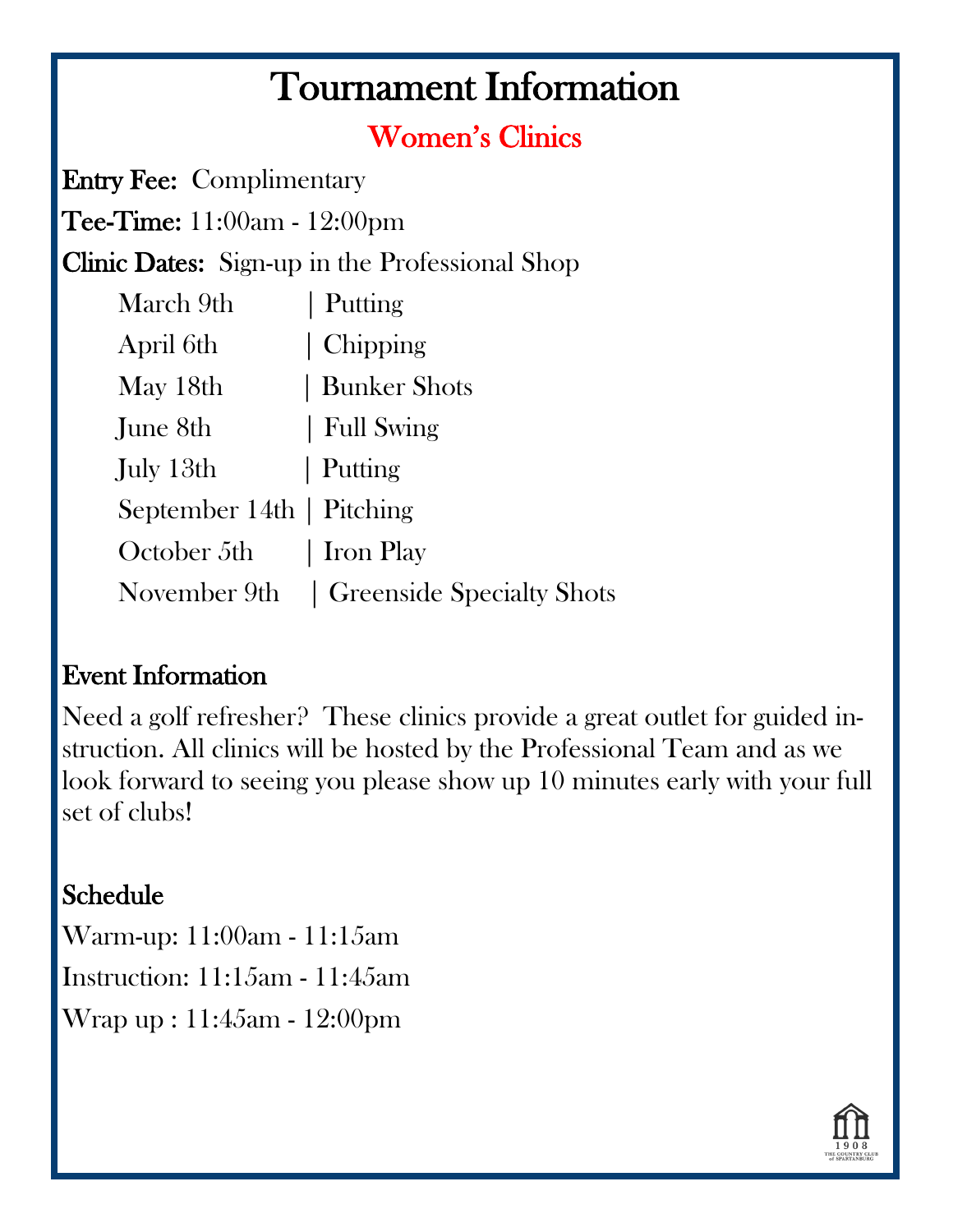# Tournament Information

## Women's Clinics

**Entry Fee:** Complimentary

**Tee-Time:** 11:00am - 12:00pm

**Clinic Dates:** Sign-up in the Professional Shop

| Date | Topic |
|---|---|
| March 9th | Putting |
| April 6th | Chipping |
| May 18th | Bunker Shots |
| June 8th | Full Swing |
| July 13th | Putting |
| September 14th | Pitching |
| October 5th | Iron Play |
| November 9th | Greenside Specialty Shots |

### Event Information

Need a golf refresher? These clinics provide a great outlet for guided instruction. All clinics will be hosted by the Professional Team and as we look forward to seeing you please show up 10 minutes early with your full set of clubs!

### Schedule

Warm-up: 11:00am - 11:15am

Instruction: 11:15am - 11:45am

Wrap up : 11:45am - 12:00pm

1908 THE COUNTRY CLUB of SPARTANBURG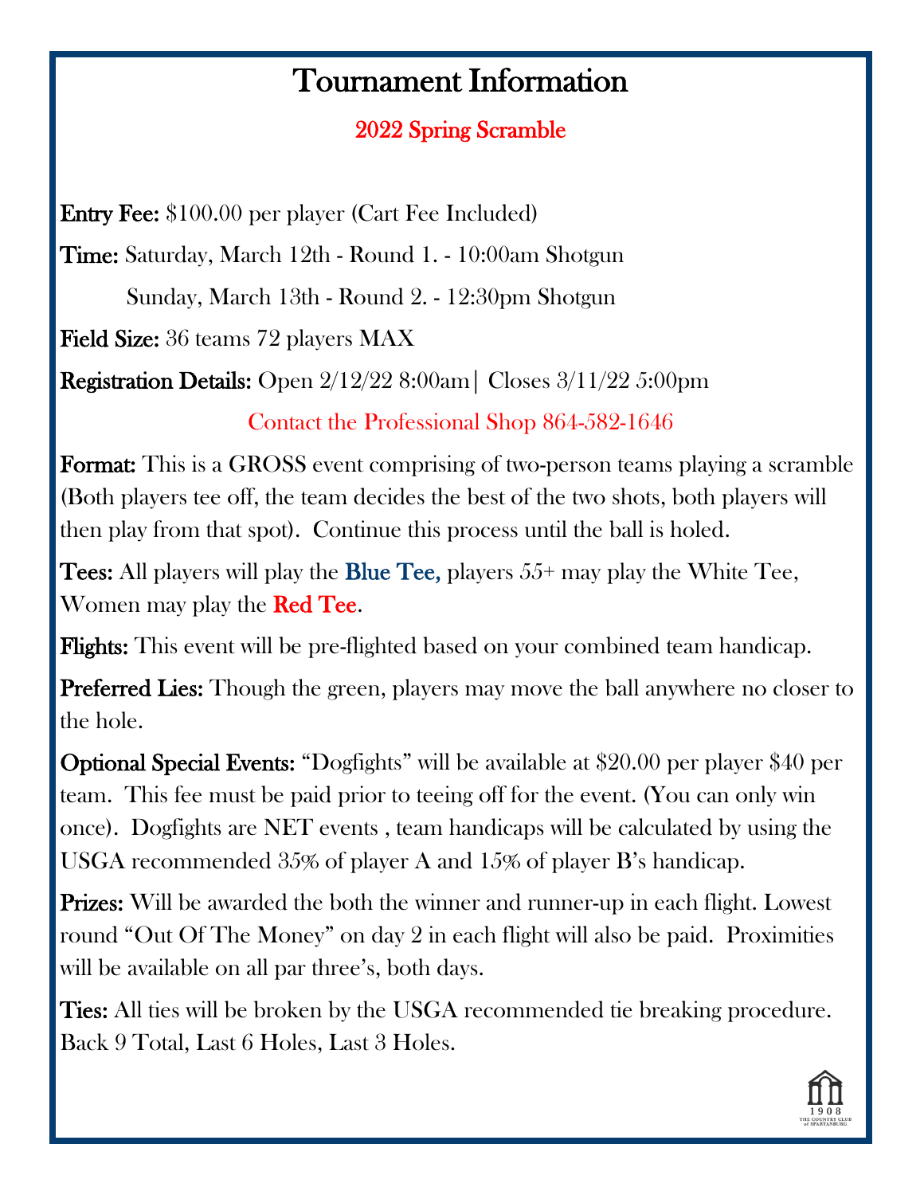# Tournament Information

## 2022 Spring Scramble

**Entry Fee:** $100.00 per player (Cart Fee Included)

**Time:** Saturday, March 12th - Round 1. - 10:00am Shotgun

Sunday, March 13th - Round 2. - 12:30pm Shotgun

**Field Size:** 36 teams 72 players MAX

**Registration Details:** Open 2/12/22 8:00am| Closes 3/11/22 5:00pm

Contact the Professional Shop 864-582-1646

**Format:** This is a GROSS event comprising of two-person teams playing a scramble (Both players tee off, the team decides the best of the two shots, both players will then play from that spot). Continue this process until the ball is holed.

**Tees:** All players will play the **Blue Tee,** players 55+ may play the White Tee, Women may play the **Red Tee**.

**Flights:** This event will be pre-flighted based on your combined team handicap.

**Preferred Lies:** Though the green, players may move the ball anywhere no closer to the hole.

**Optional Special Events:** "Dogfights" will be available at $20.00 per player $40 per team. This fee must be paid prior to teeing off for the event. (You can only win once). Dogfights are NET events , team handicaps will be calculated by using the USGA recommended 35% of player A and 15% of player B's handicap.

**Prizes:** Will be awarded the both the winner and runner-up in each flight. Lowest round "Out Of The Money" on day 2 in each flight will also be paid. Proximities will be available on all par three's, both days.

**Ties:** All ties will be broken by the USGA recommended tie breaking procedure. Back 9 Total, Last 6 Holes, Last 3 Holes.

1908 THE COUNTRY CLUB of SPARTANBURG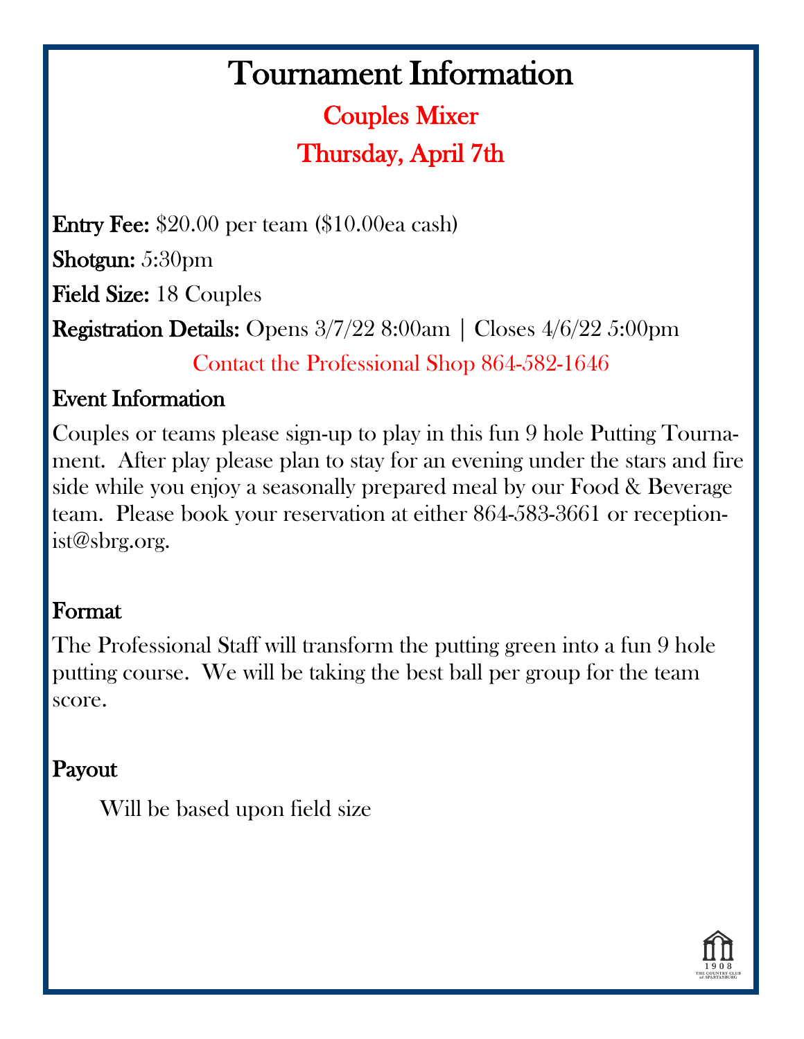# Tournament Information

## Couples Mixer

## Thursday, April 7th

**Entry Fee:** $20.00 per team ($10.00ea cash)

**Shotgun:** 5:30pm

**Field Size:** 18 Couples

**Registration Details:** Opens 3/7/22 8:00am | Closes 4/6/22 5:00pm

Contact the Professional Shop 864-582-1646

### Event Information

Couples or teams please sign-up to play in this fun 9 hole Putting Tournament. After play please plan to stay for an evening under the stars and fire side while you enjoy a seasonally prepared meal by our Food & Beverage team. Please book your reservation at either 864-583-3661 or receptionist@sbrg.org.

### Format

The Professional Staff will transform the putting green into a fun 9 hole putting course. We will be taking the best ball per group for the team score.

### Payout

Will be based upon field size

1908 THE COUNTRY CLUB of SPARTANBURG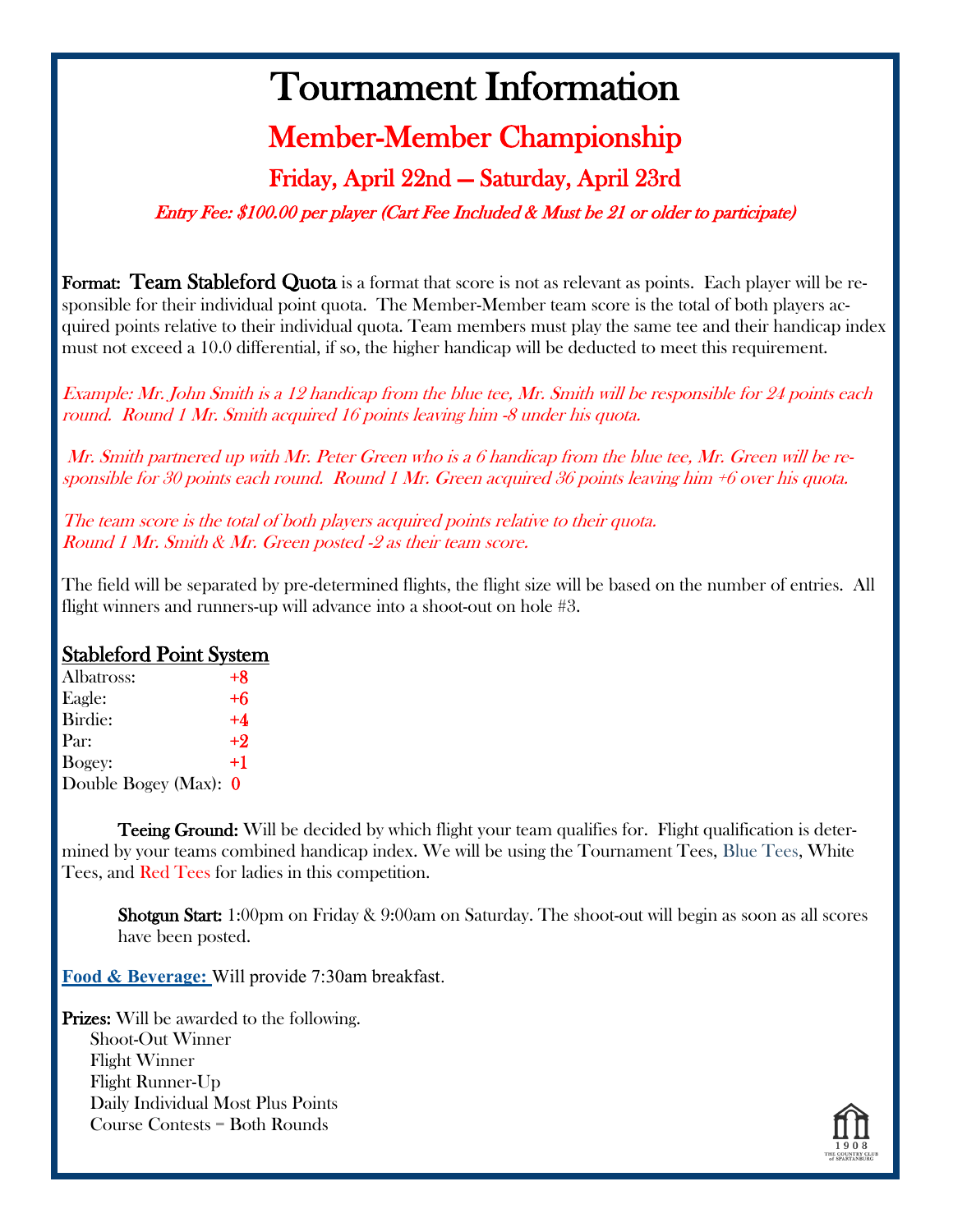# Tournament Information

## Member-Member Championship

### Friday, April 22nd — Saturday, April 23rd

*Entry Fee: $100.00 per player (Cart Fee Included & Must be 21 or older to participate)*

**Format:** **Team Stableford Quota** is a format that score is not as relevant as points. Each player will be responsible for their individual point quota. The Member-Member team score is the total of both players acquired points relative to their individual quota. Team members must play the same tee and their handicap index must not exceed a 10.0 differential, if so, the higher handicap will be deducted to meet this requirement.

*Example: Mr. John Smith is a 12 handicap from the blue tee, Mr. Smith will be responsible for 24 points each round. Round 1 Mr. Smith acquired 16 points leaving him -8 under his quota.*

*Mr. Smith partnered up with Mr. Peter Green who is a 6 handicap from the blue tee, Mr. Green will be responsible for 30 points each round. Round 1 Mr. Green acquired 36 points leaving him +6 over his quota.*

*The team score is the total of both players acquired points relative to their quota.*
*Round 1 Mr. Smith & Mr. Green posted -2 as their team score.*

The field will be separated by pre-determined flights, the flight size will be based on the number of entries. All flight winners and runners-up will advance into a shoot-out on hole #3.

**Stableford Point System**

| | |
|---|---|
| Albatross: | +8 |
| Eagle: | +6 |
| Birdie: | +4 |
| Par: | +2 |
| Bogey: | +1 |
| Double Bogey (Max): | 0 |

**Teeing Ground:** Will be decided by which flight your team qualifies for. Flight qualification is determined by your teams combined handicap index. We will be using the Tournament Tees, Blue Tees, White Tees, and Red Tees for ladies in this competition.

**Shotgun Start:** 1:00pm on Friday & 9:00am on Saturday. The shoot-out will begin as soon as all scores have been posted.

**Food & Beverage:** Will provide 7:30am breakfast.

**Prizes:** Will be awarded to the following.
- Shoot-Out Winner
- Flight Winner
- Flight Runner-Up
- Daily Individual Most Plus Points
- Course Contests = Both Rounds

1908 THE COUNTRY CLUB of SPARTANBURG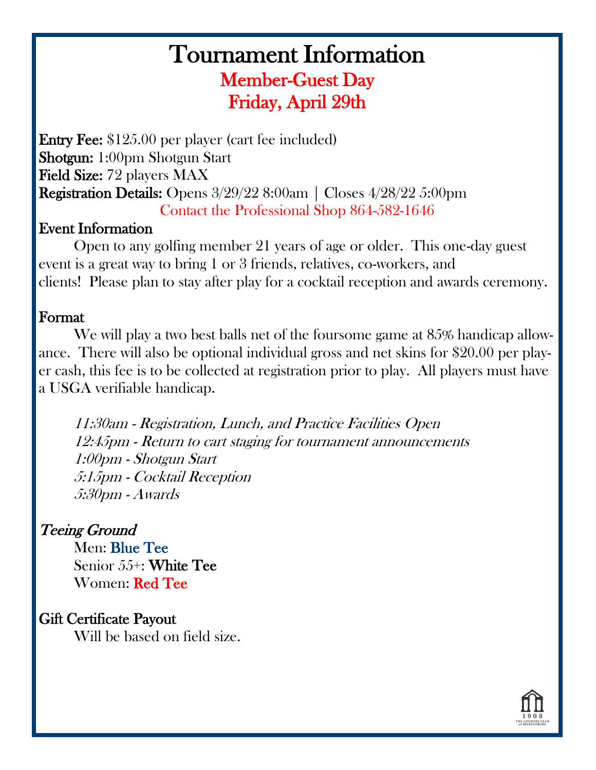# Tournament Information

## Member-Guest Day
## Friday, April 29th

**Entry Fee:** $125.00 per player (cart fee included)
**Shotgun:** 1:00pm Shotgun Start
**Field Size:** 72 players MAX
**Registration Details:** Opens 3/29/22 8:00am | Closes 4/28/22 5:00pm

Contact the Professional Shop 864-582-1646

### Event Information

Open to any golfing member 21 years of age or older. This one-day guest event is a great way to bring 1 or 3 friends, relatives, co-workers, and clients! Please plan to stay after play for a cocktail reception and awards ceremony.

### Format

We will play a two best balls net of the foursome game at 85% handicap allowance. There will also be optional individual gross and net skins for $20.00 per player cash, this fee is to be collected at registration prior to play. All players must have a USGA verifiable handicap.

*11:30am - Registration, Lunch, and Practice Facilities Open*
*12:45pm - Return to cart staging for tournament announcements*
*1:00pm - Shotgun Start*
*5:15pm - Cocktail Reception*
*5:30pm - Awards*

### *Teeing Ground*

Men: **Blue Tee**
Senior 55+: **White Tee**
Women: **Red Tee**

### Gift Certificate Payout

Will be based on field size.

1908 THE COUNTRY CLUB of SPARTANBURG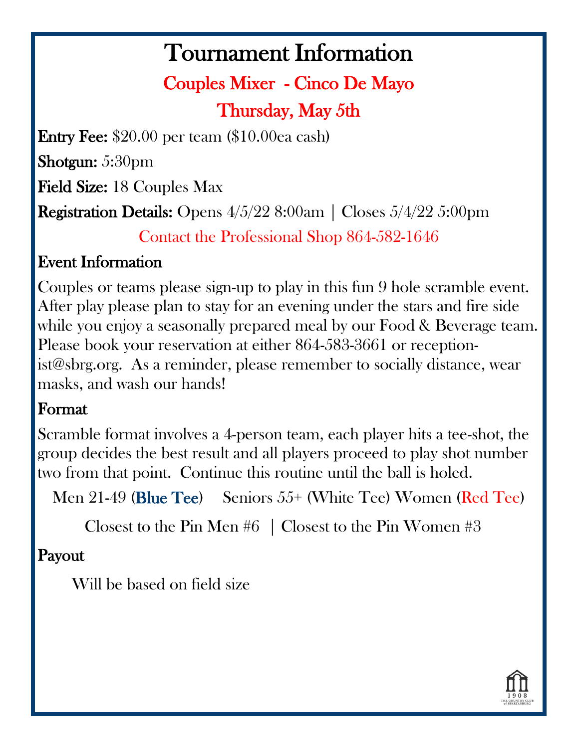# Tournament Information

## Couples Mixer - Cinco De Mayo

## Thursday, May 5th

**Entry Fee:** $20.00 per team ($10.00ea cash)

**Shotgun:** 5:30pm

**Field Size:** 18 Couples Max

**Registration Details:** Opens 4/5/22 8:00am | Closes 5/4/22 5:00pm

Contact the Professional Shop 864-582-1646

### Event Information

Couples or teams please sign-up to play in this fun 9 hole scramble event. After play please plan to stay for an evening under the stars and fire side while you enjoy a seasonally prepared meal by our Food & Beverage team. Please book your reservation at either 864-583-3661 or receptionist@sbrg.org. As a reminder, please remember to socially distance, wear masks, and wash our hands!

### Format

Scramble format involves a 4-person team, each player hits a tee-shot, the group decides the best result and all players proceed to play shot number two from that point. Continue this routine until the ball is holed.

Men 21-49 (Blue Tee) Seniors 55+ (White Tee) Women (Red Tee)

Closest to the Pin Men #6 | Closest to the Pin Women #3

### Payout

Will be based on field size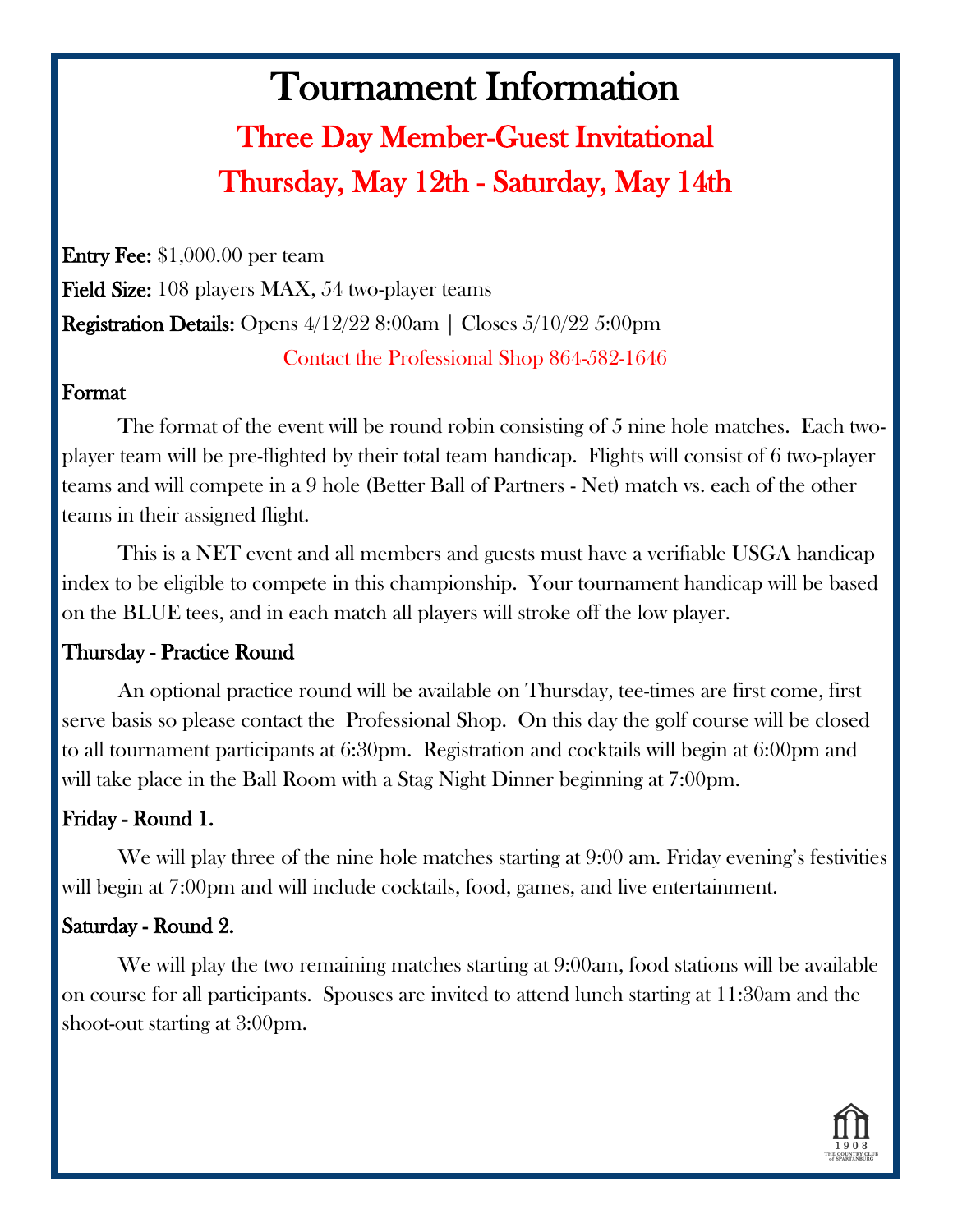# Tournament Information

## Three Day Member-Guest Invitational

## Thursday, May 12th - Saturday, May 14th

**Entry Fee:** $1,000.00 per team

**Field Size:** 108 players MAX, 54 two-player teams

**Registration Details:** Opens 4/12/22 8:00am | Closes 5/10/22 5:00pm

Contact the Professional Shop 864-582-1646

### Format

The format of the event will be round robin consisting of 5 nine hole matches. Each two-player team will be pre-flighted by their total team handicap. Flights will consist of 6 two-player teams and will compete in a 9 hole (Better Ball of Partners - Net) match vs. each of the other teams in their assigned flight.

This is a NET event and all members and guests must have a verifiable USGA handicap index to be eligible to compete in this championship. Your tournament handicap will be based on the BLUE tees, and in each match all players will stroke off the low player.

### Thursday - Practice Round

An optional practice round will be available on Thursday, tee-times are first come, first serve basis so please contact the Professional Shop. On this day the golf course will be closed to all tournament participants at 6:30pm. Registration and cocktails will begin at 6:00pm and will take place in the Ball Room with a Stag Night Dinner beginning at 7:00pm.

### Friday - Round 1.

We will play three of the nine hole matches starting at 9:00 am. Friday evening's festivities will begin at 7:00pm and will include cocktails, food, games, and live entertainment.

### Saturday - Round 2.

We will play the two remaining matches starting at 9:00am, food stations will be available on course for all participants. Spouses are invited to attend lunch starting at 11:30am and the shoot-out starting at 3:00pm.

1908 THE COUNTRY CLUB of SPARTANBURG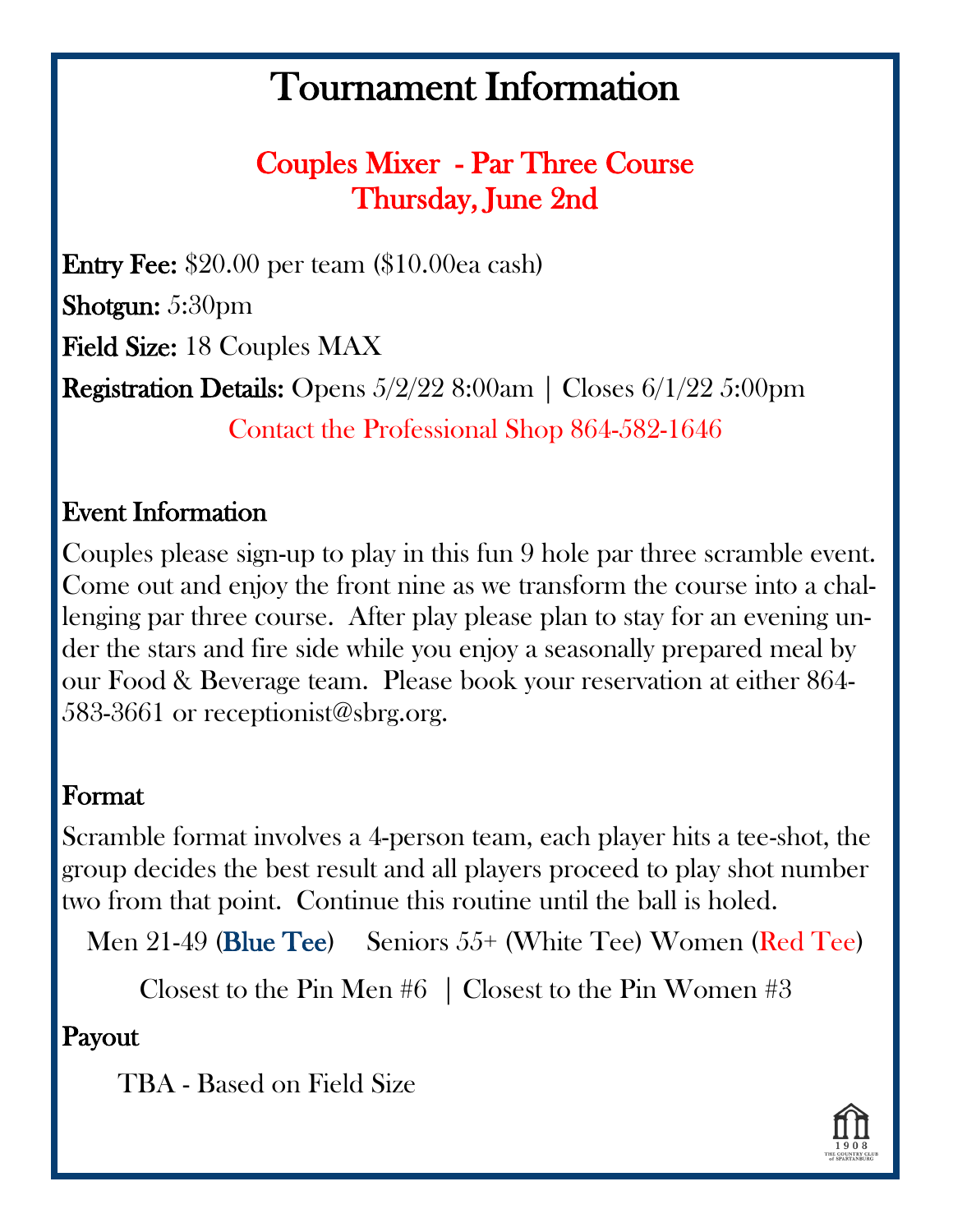# Tournament Information

## Couples Mixer - Par Three Course
## Thursday, June 2nd

**Entry Fee:** $20.00 per team ($10.00ea cash)

**Shotgun:** 5:30pm

**Field Size:** 18 Couples MAX

**Registration Details:** Opens 5/2/22 8:00am | Closes 6/1/22 5:00pm

Contact the Professional Shop 864-582-1646

### Event Information

Couples please sign-up to play in this fun 9 hole par three scramble event. Come out and enjoy the front nine as we transform the course into a challenging par three course. After play please plan to stay for an evening under the stars and fire side while you enjoy a seasonally prepared meal by our Food & Beverage team. Please book your reservation at either 864-583-3661 or receptionist@sbrg.org.

### Format

Scramble format involves a 4-person team, each player hits a tee-shot, the group decides the best result and all players proceed to play shot number two from that point. Continue this routine until the ball is holed.

Men 21-49 (Blue Tee) Seniors 55+ (White Tee) Women (Red Tee)

Closest to the Pin Men #6 | Closest to the Pin Women #3

### Payout

TBA - Based on Field Size

1908 THE COUNTRY CLUB of SPARTANBURG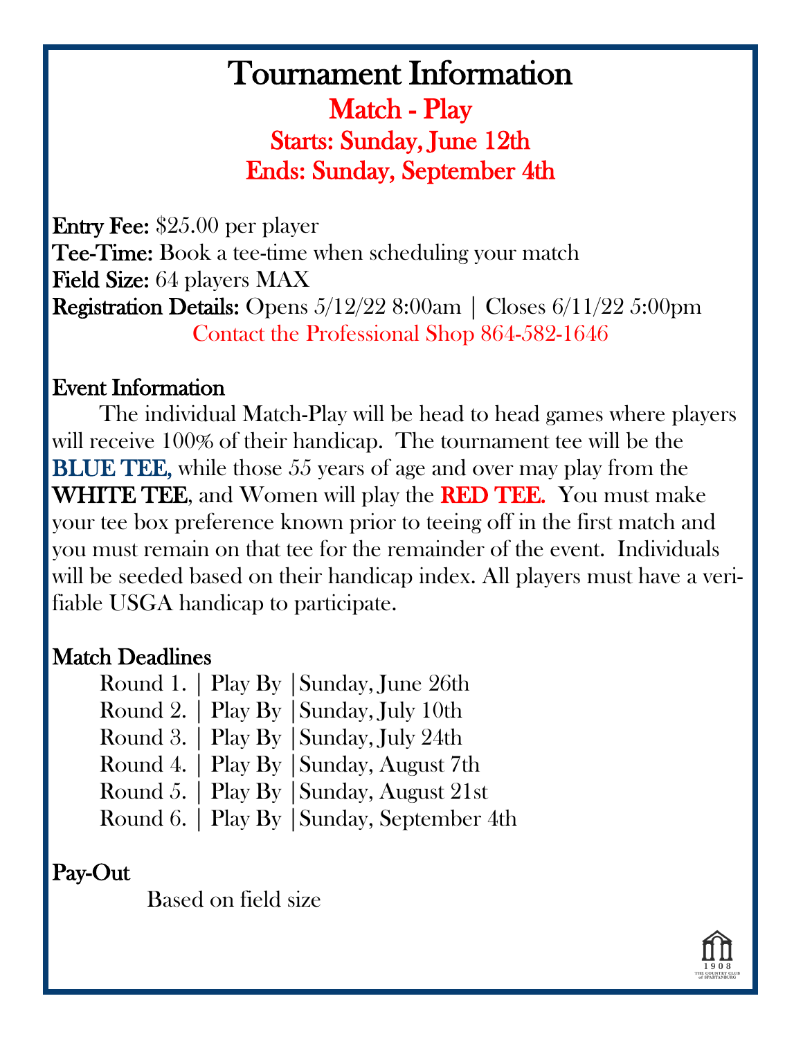# Tournament Information

## Match - Play

## Starts: Sunday, June 12th

## Ends: Sunday, September 4th

**Entry Fee:** $25.00 per player
**Tee-Time:** Book a tee-time when scheduling your match
**Field Size:** 64 players MAX
**Registration Details:** Opens 5/12/22 8:00am | Closes 6/11/22 5:00pm

Contact the Professional Shop 864-582-1646

### Event Information

The individual Match-Play will be head to head games where players will receive 100% of their handicap. The tournament tee will be the **BLUE TEE,** while those 55 years of age and over may play from the **WHITE TEE**, and Women will play the **RED TEE.** You must make your tee box preference known prior to teeing off in the first match and you must remain on that tee for the remainder of the event. Individuals will be seeded based on their handicap index. All players must have a verifiable USGA handicap to participate.

### Match Deadlines

Round 1. | Play By | Sunday, June 26th
Round 2. | Play By | Sunday, July 10th
Round 3. | Play By | Sunday, July 24th
Round 4. | Play By | Sunday, August 7th
Round 5. | Play By | Sunday, August 21st
Round 6. | Play By | Sunday, September 4th

### Pay-Out

Based on field size

1908
THE COUNTRY CLUB of SPARTANBURG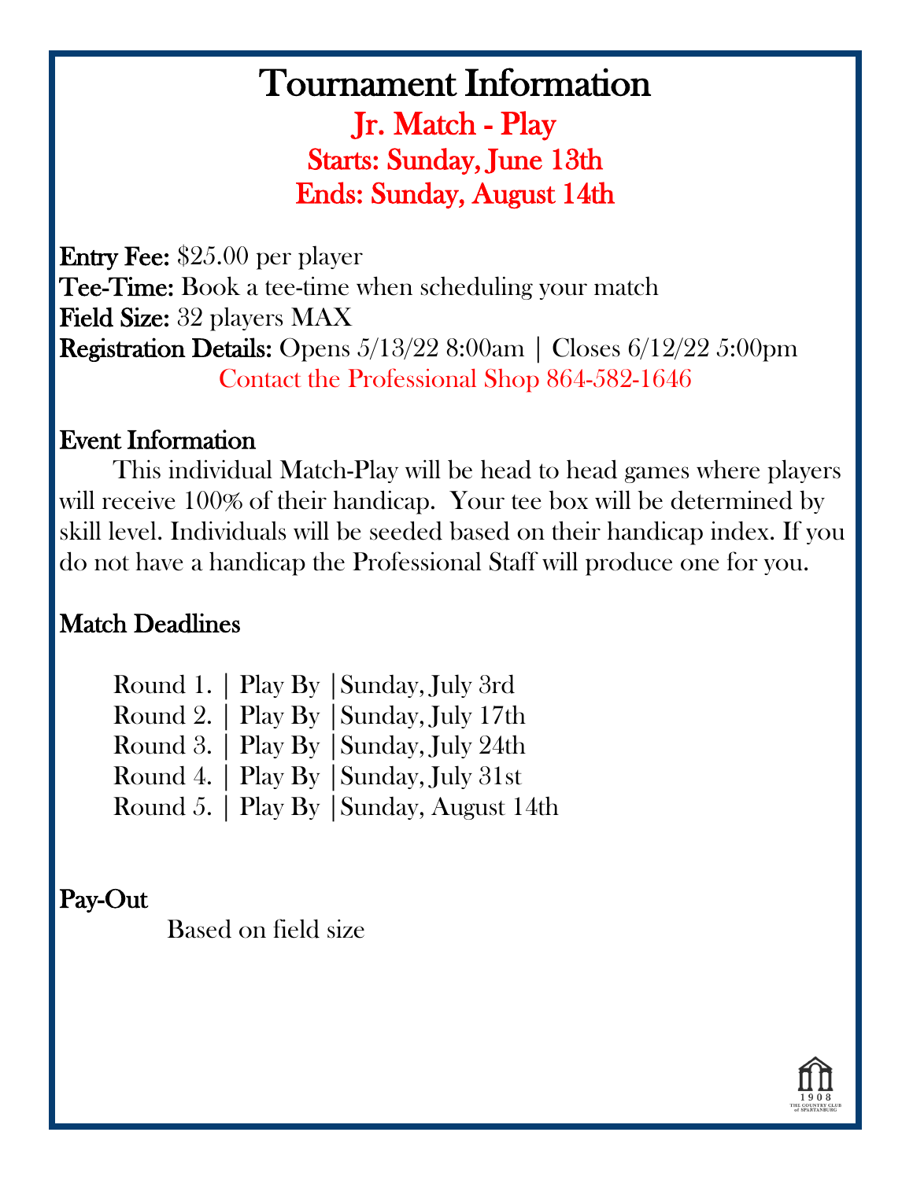# Tournament Information

## Jr. Match - Play

## Starts: Sunday, June 13th

## Ends: Sunday, August 14th

**Entry Fee:** $25.00 per player
**Tee-Time:** Book a tee-time when scheduling your match
**Field Size:** 32 players MAX
**Registration Details:** Opens 5/13/22 8:00am | Closes 6/12/22 5:00pm

Contact the Professional Shop 864-582-1646

### Event Information

This individual Match-Play will be head to head games where players will receive 100% of their handicap. Your tee box will be determined by skill level. Individuals will be seeded based on their handicap index. If you do not have a handicap the Professional Staff will produce one for you.

### Match Deadlines

Round 1. | Play By |Sunday, July 3rd
Round 2. | Play By |Sunday, July 17th
Round 3. | Play By |Sunday, July 24th
Round 4. | Play By |Sunday, July 31st
Round 5. | Play By |Sunday, August 14th

### Pay-Out

Based on field size

1908
THE COUNTRY CLUB of SPARTANBURG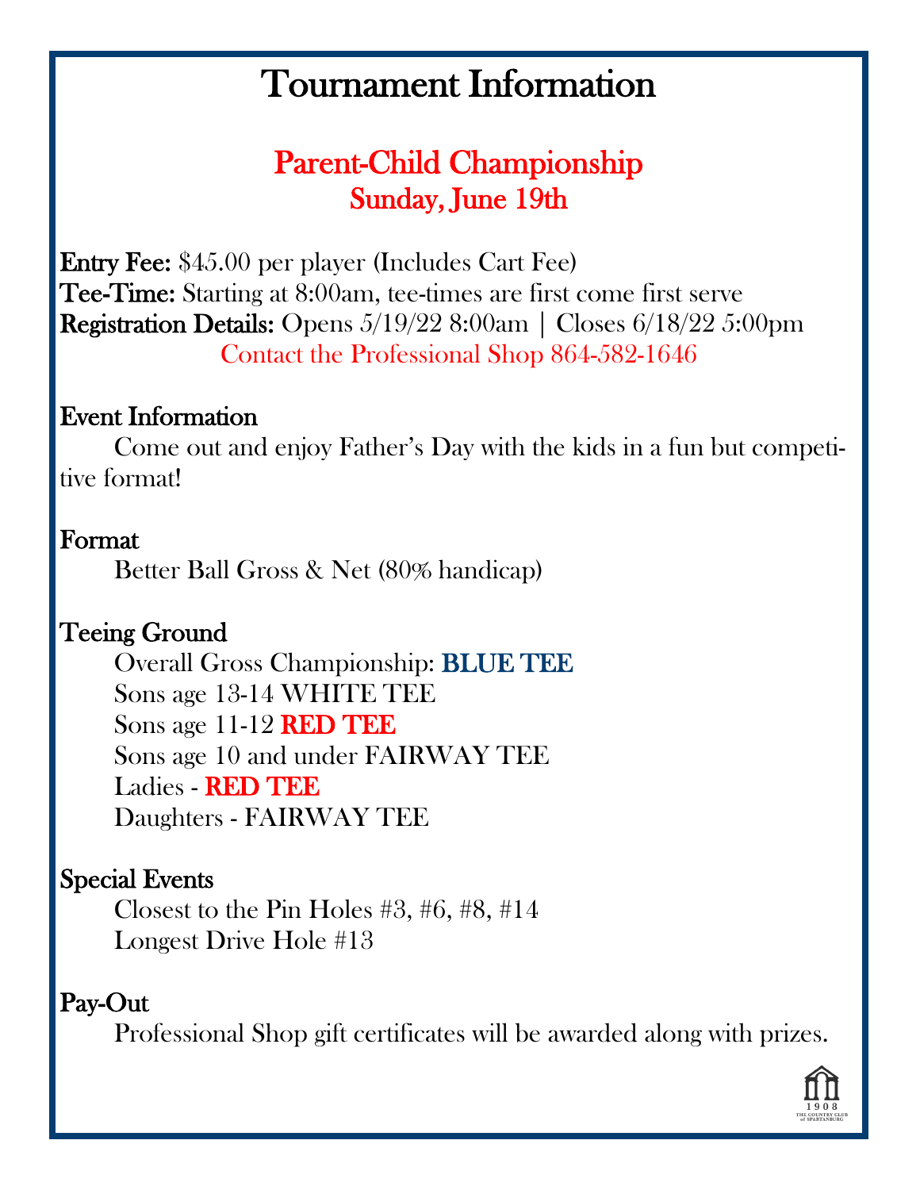# Tournament Information

## Parent-Child Championship
## Sunday, June 19th

**Entry Fee:** $45.00 per player (Includes Cart Fee)
**Tee-Time:** Starting at 8:00am, tee-times are first come first serve
**Registration Details:** Opens 5/19/22 8:00am | Closes 6/18/22 5:00pm

Contact the Professional Shop 864-582-1646

### Event Information

Come out and enjoy Father's Day with the kids in a fun but competitive format!

### Format

Better Ball Gross & Net (80% handicap)

### Teeing Ground

Overall Gross Championship: **BLUE TEE**
Sons age 13-14 WHITE TEE
Sons age 11-12 **RED TEE**
Sons age 10 and under FAIRWAY TEE
Ladies - **RED TEE**
Daughters - FAIRWAY TEE

### Special Events

Closest to the Pin Holes #3, #6, #8, #14
Longest Drive Hole #13

### Pay-Out

Professional Shop gift certificates will be awarded along with prizes.

1908 THE COUNTRY CLUB of SPARTANBURG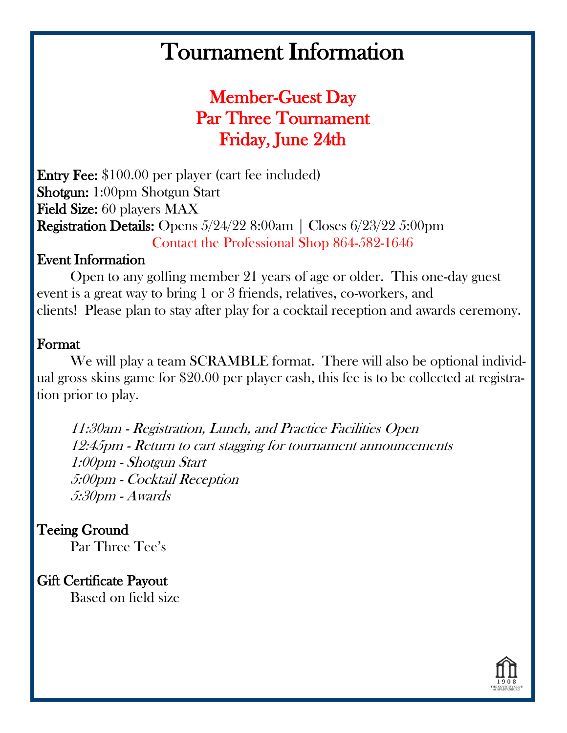# Tournament Information

## Member-Guest Day
## Par Three Tournament
## Friday, June 24th

**Entry Fee:** $100.00 per player (cart fee included)
**Shotgun:** 1:00pm Shotgun Start
**Field Size:** 60 players MAX
**Registration Details:** Opens 5/24/22 8:00am | Closes 6/23/22 5:00pm

Contact the Professional Shop 864-582-1646

### Event Information

Open to any golfing member 21 years of age or older. This one-day guest event is a great way to bring 1 or 3 friends, relatives, co-workers, and clients! Please plan to stay after play for a cocktail reception and awards ceremony.

### Format

We will play a team SCRAMBLE format. There will also be optional individual gross skins game for $20.00 per player cash, this fee is to be collected at registration prior to play.

*11:30am - Registration, Lunch, and Practice Facilities Open*
*12:45pm - Return to cart stagging for tournament announcements*
*1:00pm - Shotgun Start*
*5:00pm - Cocktail Reception*
*5:30pm - Awards*

### Teeing Ground

Par Three Tee's

### Gift Certificate Payout

Based on field size

1908 THE COUNTRY CLUB of SPARTANBURG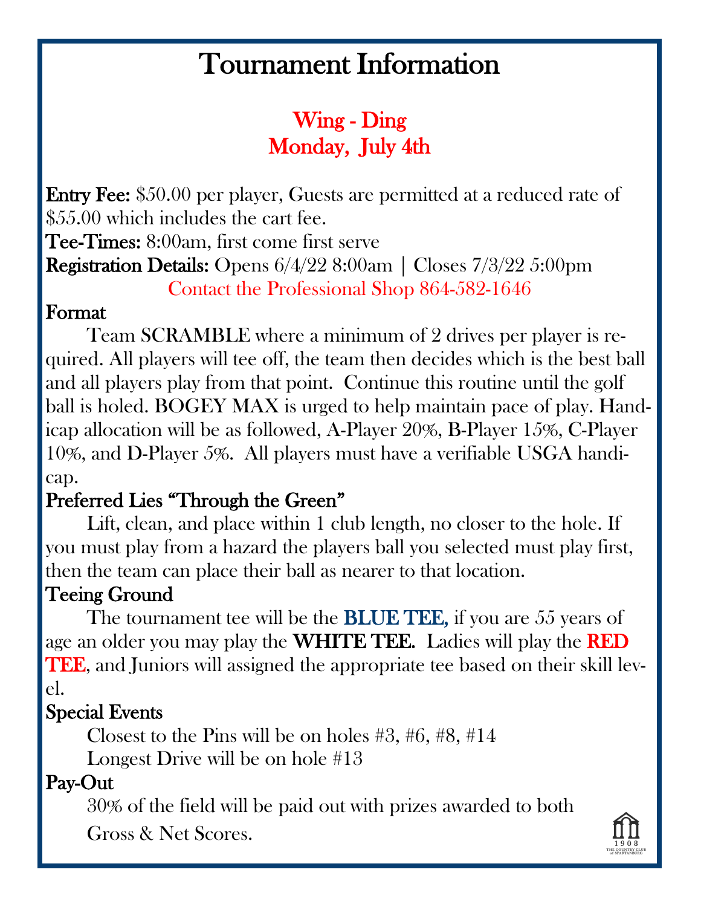# Tournament Information

## Wing - Ding
## Monday, July 4th

**Entry Fee:** $50.00 per player, Guests are permitted at a reduced rate of $55.00 which includes the cart fee.
**Tee-Times:** 8:00am, first come first serve
**Registration Details:** Opens 6/4/22 8:00am | Closes 7/3/22 5:00pm

Contact the Professional Shop 864-582-1646

### Format

Team SCRAMBLE where a minimum of 2 drives per player is required. All players will tee off, the team then decides which is the best ball and all players play from that point. Continue this routine until the golf ball is holed. BOGEY MAX is urged to help maintain pace of play. Handicap allocation will be as followed, A-Player 20%, B-Player 15%, C-Player 10%, and D-Player 5%. All players must have a verifiable USGA handicap.

### Preferred Lies "Through the Green"

Lift, clean, and place within 1 club length, no closer to the hole. If you must play from a hazard the players ball you selected must play first, then the team can place their ball as nearer to that location.

### Teeing Ground

The tournament tee will be the **BLUE TEE,** if you are 55 years of age an older you may play the **WHITE TEE.** Ladies will play the **RED TEE**, and Juniors will assigned the appropriate tee based on their skill level.

### Special Events

Closest to the Pins will be on holes #3, #6, #8, #14
Longest Drive will be on hole #13

### Pay-Out

30% of the field will be paid out with prizes awarded to both Gross & Net Scores.

1908 THE COUNTRY CLUB of SPARTANBURG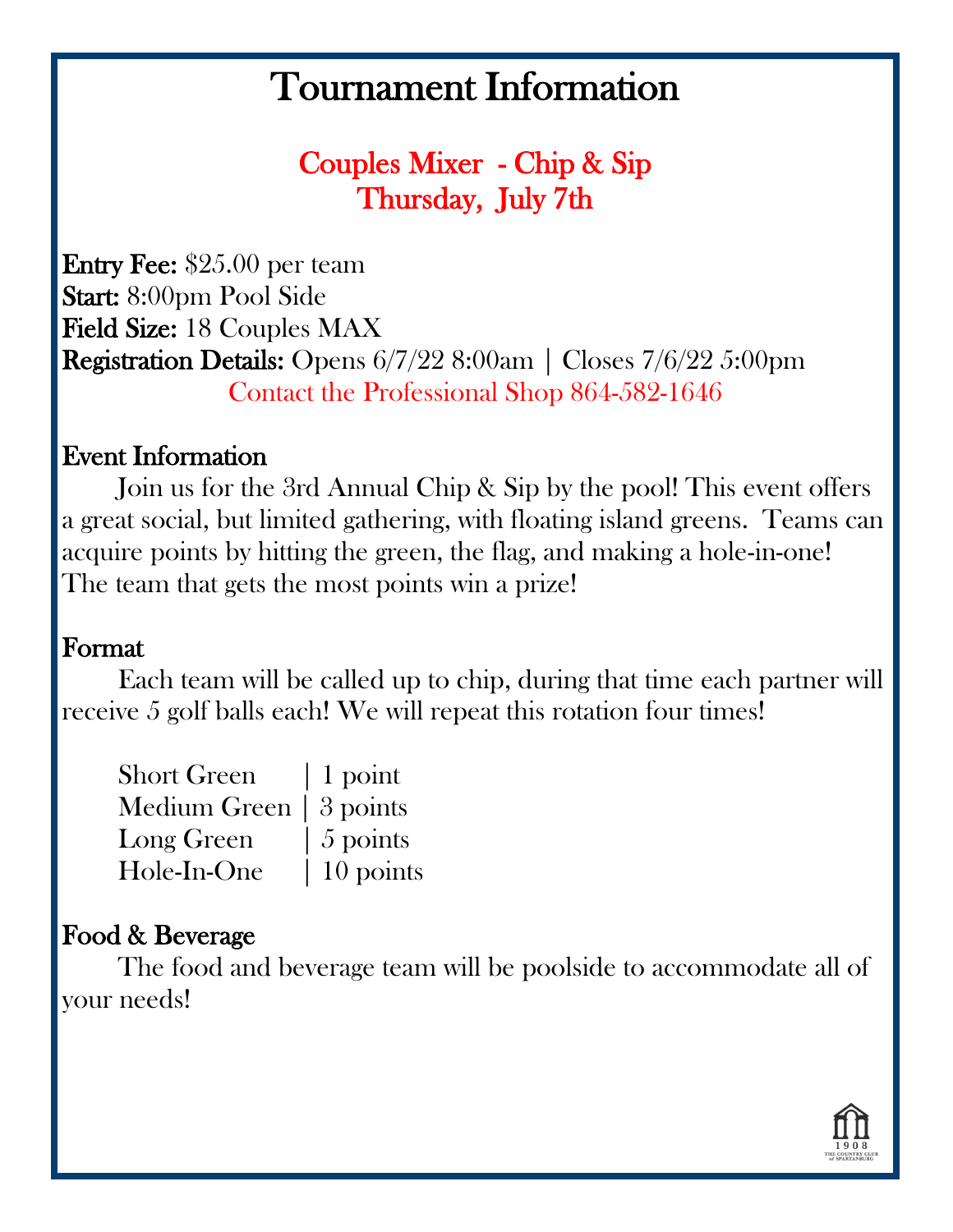# Tournament Information

## Couples Mixer - Chip & Sip
## Thursday, July 7th

**Entry Fee:** $25.00 per team
**Start:** 8:00pm Pool Side
**Field Size:** 18 Couples MAX
**Registration Details:** Opens 6/7/22 8:00am | Closes 7/6/22 5:00pm

Contact the Professional Shop 864-582-1646

### Event Information

Join us for the 3rd Annual Chip & Sip by the pool! This event offers a great social, but limited gathering, with floating island greens. Teams can acquire points by hitting the green, the flag, and making a hole-in-one! The team that gets the most points win a prize!

### Format

Each team will be called up to chip, during that time each partner will receive 5 golf balls each! We will repeat this rotation four times!

| | |
|---|---|
| Short Green | 1 point |
| Medium Green | 3 points |
| Long Green | 5 points |
| Hole-In-One | 10 points |

### Food & Beverage

The food and beverage team will be poolside to accommodate all of your needs!

1908 THE COUNTRY CLUB of SPARTANBURG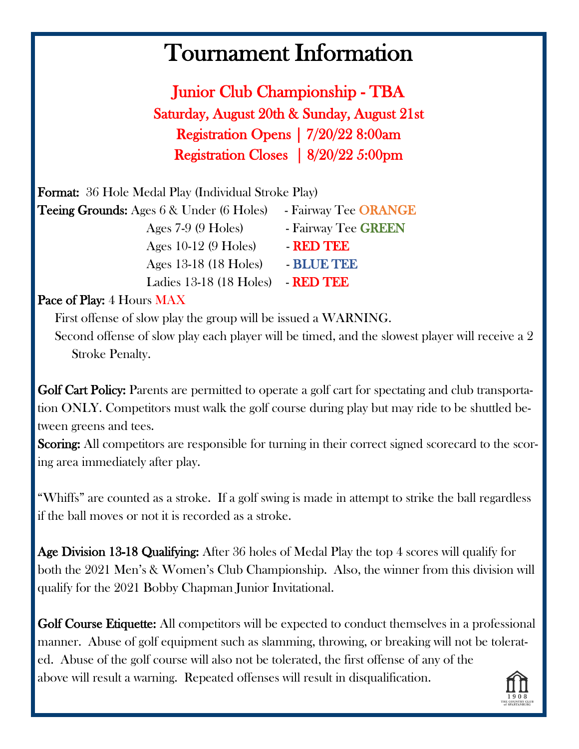# Tournament Information

## Junior Club Championship - TBA

**Saturday, August 20th & Sunday, August 21st**

**Registration Opens | 7/20/22 8:00am**

**Registration Closes | 8/20/22 5:00pm**

**Format:** 36 Hole Medal Play (Individual Stroke Play)

**Teeing Grounds:**

| Age Group | Tee |
|---|---|
| Ages 6 & Under (6 Holes) | Fairway Tee **ORANGE** |
| Ages 7-9 (9 Holes) | Fairway Tee **GREEN** |
| Ages 10-12 (9 Holes) | **RED TEE** |
| Ages 13-18 (18 Holes) | **BLUE TEE** |
| Ladies 13-18 (18 Holes) | **RED TEE** |

**Pace of Play:** 4 Hours MAX

First offense of slow play the group will be issued a WARNING.

Second offense of slow play each player will be timed, and the slowest player will receive a 2 Stroke Penalty.

**Golf Cart Policy:** Parents are permitted to operate a golf cart for spectating and club transportation ONLY. Competitors must walk the golf course during play but may ride to be shuttled between greens and tees.

**Scoring:** All competitors are responsible for turning in their correct signed scorecard to the scoring area immediately after play.

"Whiffs" are counted as a stroke. If a golf swing is made in attempt to strike the ball regardless if the ball moves or not it is recorded as a stroke.

**Age Division 13-18 Qualifying:** After 36 holes of Medal Play the top 4 scores will qualify for both the 2021 Men's & Women's Club Championship. Also, the winner from this division will qualify for the 2021 Bobby Chapman Junior Invitational.

**Golf Course Etiquette:** All competitors will be expected to conduct themselves in a professional manner. Abuse of golf equipment such as slamming, throwing, or breaking will not be tolerated. Abuse of the golf course will also not be tolerated, the first offense of any of the above will result a warning. Repeated offenses will result in disqualification.

1908 THE COUNTRY CLUB of SPARTANBURG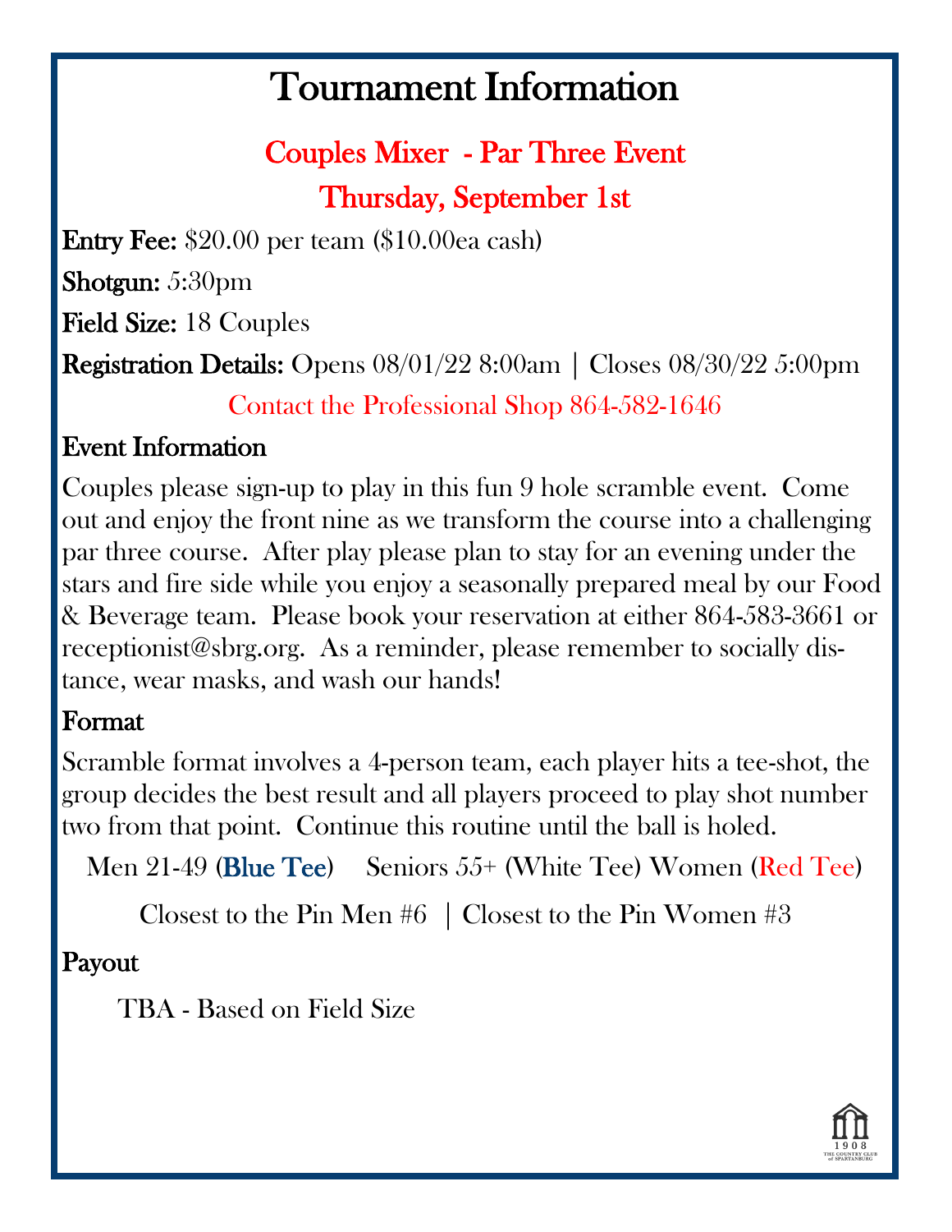# Tournament Information

## Couples Mixer - Par Three Event

## Thursday, September 1st

**Entry Fee:** $20.00 per team ($10.00ea cash)

**Shotgun:** 5:30pm

**Field Size:** 18 Couples

**Registration Details:** Opens 08/01/22 8:00am | Closes 08/30/22 5:00pm

Contact the Professional Shop 864-582-1646

### Event Information

Couples please sign-up to play in this fun 9 hole scramble event. Come out and enjoy the front nine as we transform the course into a challenging par three course. After play please plan to stay for an evening under the stars and fire side while you enjoy a seasonally prepared meal by our Food & Beverage team. Please book your reservation at either 864-583-3661 or receptionist@sbrg.org. As a reminder, please remember to socially distance, wear masks, and wash our hands!

### Format

Scramble format involves a 4-person team, each player hits a tee-shot, the group decides the best result and all players proceed to play shot number two from that point. Continue this routine until the ball is holed.

Men 21-49 (Blue Tee) Seniors 55+ (White Tee) Women (Red Tee)

Closest to the Pin Men #6 | Closest to the Pin Women #3

### Payout

TBA - Based on Field Size

1908 THE COUNTRY CLUB of SPARTANBURG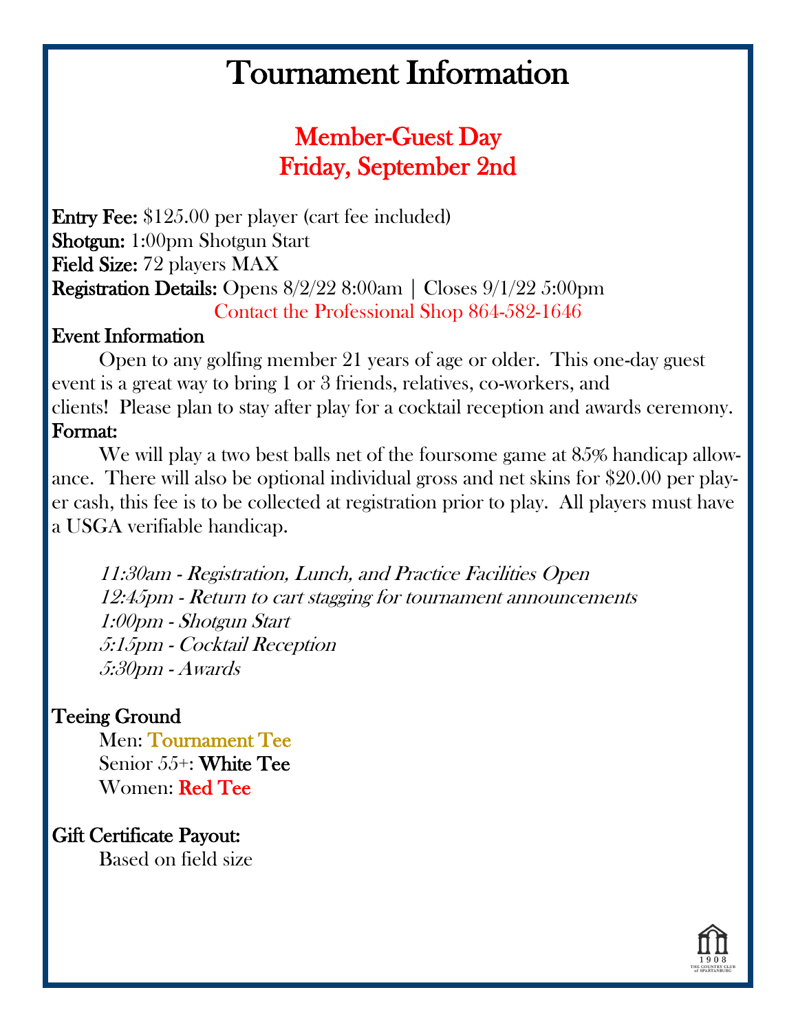# Tournament Information

## Member-Guest Day
## Friday, September 2nd

**Entry Fee:** $125.00 per player (cart fee included)
**Shotgun:** 1:00pm Shotgun Start
**Field Size:** 72 players MAX
**Registration Details:** Opens 8/2/22 8:00am | Closes 9/1/22 5:00pm

Contact the Professional Shop 864-582-1646

**Event Information**

Open to any golfing member 21 years of age or older. This one-day guest event is a great way to bring 1 or 3 friends, relatives, co-workers, and clients! Please plan to stay after play for a cocktail reception and awards ceremony.

**Format:**

We will play a two best balls net of the foursome game at 85% handicap allowance. There will also be optional individual gross and net skins for $20.00 per player cash, this fee is to be collected at registration prior to play. All players must have a USGA verifiable handicap.

*11:30am - Registration, Lunch, and Practice Facilities Open*
*12:45pm - Return to cart stagging for tournament announcements*
*1:00pm - Shotgun Start*
*5:15pm - Cocktail Reception*
*5:30pm - Awards*

**Teeing Ground**

Men: Tournament Tee
Senior 55+: White Tee
Women: Red Tee

**Gift Certificate Payout:**

Based on field size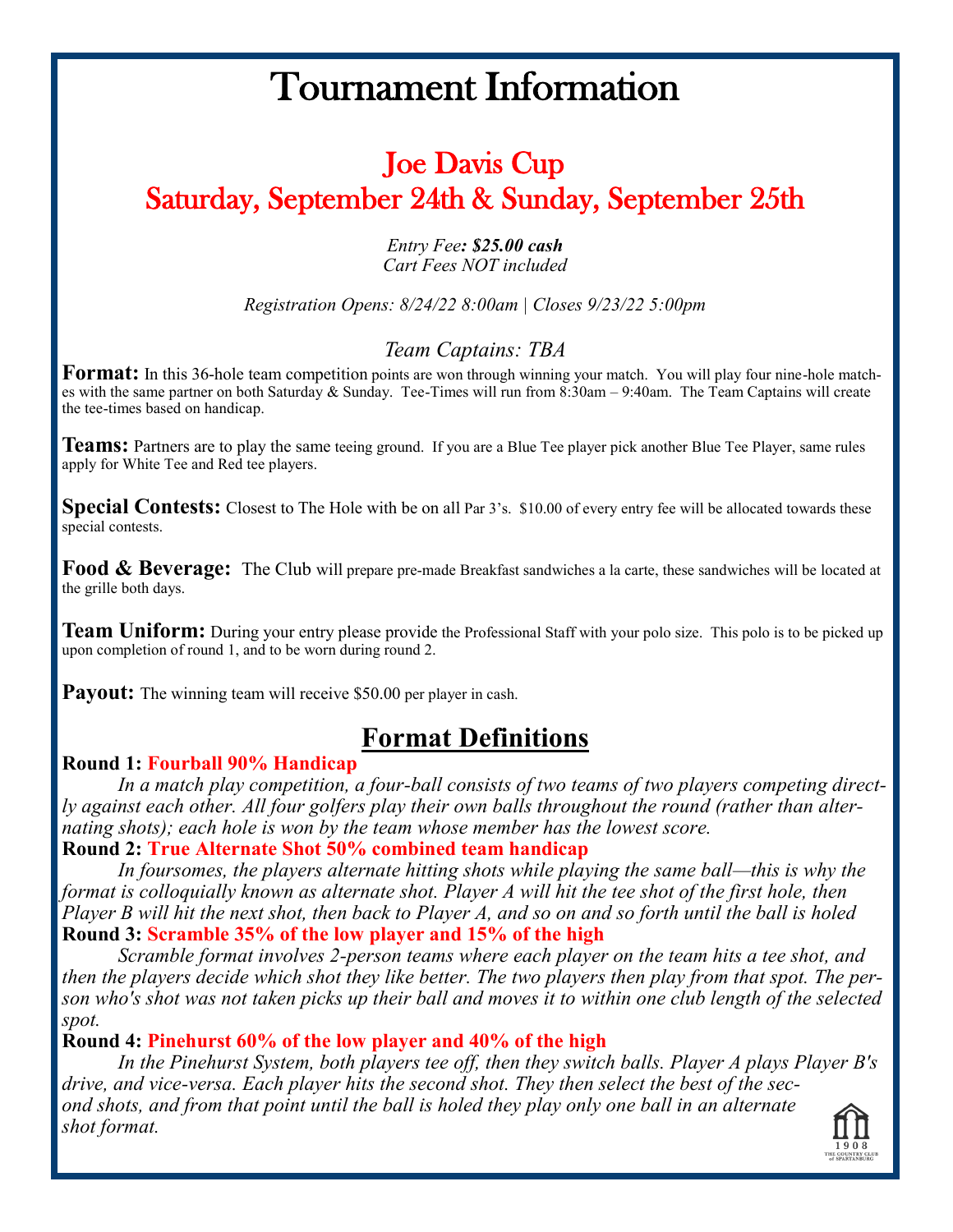# Tournament Information

## Joe Davis Cup
## Saturday, September 24th & Sunday, September 25th

*Entry Fee**: $25.00 cash***
*Cart Fees NOT included*

*Registration Opens: 8/24/22 8:00am | Closes 9/23/22 5:00pm*

*Team Captains: TBA*

**Format:** In this 36-hole team competition points are won through winning your match. You will play four nine-hole matches with the same partner on both Saturday & Sunday. Tee-Times will run from 8:30am – 9:40am. The Team Captains will create the tee-times based on handicap.

**Teams:** Partners are to play the same teeing ground. If you are a Blue Tee player pick another Blue Tee Player, same rules apply for White Tee and Red tee players.

**Special Contests:** Closest to The Hole with be on all Par 3's. $10.00 of every entry fee will be allocated towards these special contests.

**Food & Beverage:** The Club will prepare pre-made Breakfast sandwiches a la carte, these sandwiches will be located at the grille both days.

**Team Uniform:** During your entry please provide the Professional Staff with your polo size. This polo is to be picked up upon completion of round 1, and to be worn during round 2.

**Payout:** The winning team will receive $50.00 per player in cash.

## Format Definitions

**Round 1: Fourball 90% Handicap**

*In a match play competition, a four-ball consists of two teams of two players competing directly against each other. All four golfers play their own balls throughout the round (rather than alternating shots); each hole is won by the team whose member has the lowest score.*

**Round 2: True Alternate Shot 50% combined team handicap**

*In foursomes, the players alternate hitting shots while playing the same ball—this is why the format is colloquially known as alternate shot. Player A will hit the tee shot of the first hole, then Player B will hit the next shot, then back to Player A, and so on and so forth until the ball is holed*

**Round 3: Scramble 35% of the low player and 15% of the high**

*Scramble format involves 2-person teams where each player on the team hits a tee shot, and then the players decide which shot they like better. The two players then play from that spot. The person who's shot was not taken picks up their ball and moves it to within one club length of the selected spot.*

**Round 4: Pinehurst 60% of the low player and 40% of the high**

*In the Pinehurst System, both players tee off, then they switch balls. Player A plays Player B's drive, and vice-versa. Each player hits the second shot. They then select the best of the second shots, and from that point until the ball is holed they play only one ball in an alternate shot format.*

1908 THE COUNTRY CLUB of SPARTANBURG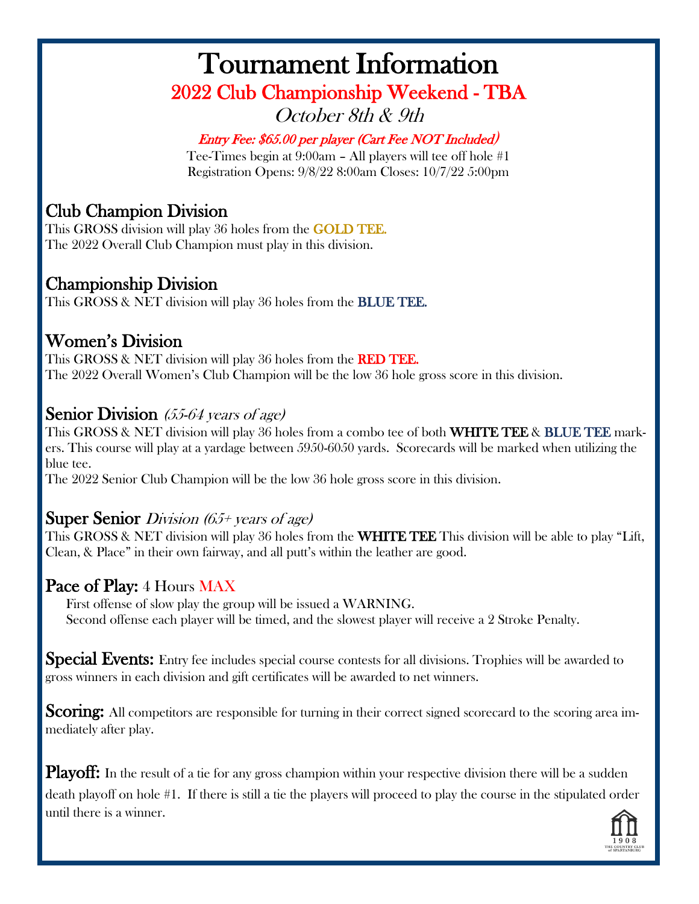# Tournament Information

## 2022 Club Championship Weekend - TBA

*October 8th & 9th*

***Entry Fee: $65.00 per player (Cart Fee NOT Included)***

Tee-Times begin at 9:00am – All players will tee off hole #1

Registration Opens: 9/8/22 8:00am Closes: 10/7/22 5:00pm

## Club Champion Division

This GROSS division will play 36 holes from the **GOLD TEE.**

The 2022 Overall Club Champion must play in this division.

## Championship Division

This GROSS & NET division will play 36 holes from the **BLUE TEE.**

## Women's Division

This GROSS & NET division will play 36 holes from the **RED TEE.**

The 2022 Overall Women's Club Champion will be the low 36 hole gross score in this division.

## Senior Division *(55-64 years of age)*

This GROSS & NET division will play 36 holes from a combo tee of both **WHITE TEE** & **BLUE TEE** markers. This course will play at a yardage between 5950-6050 yards. Scorecards will be marked when utilizing the blue tee.

The 2022 Senior Club Champion will be the low 36 hole gross score in this division.

## Super Senior *Division (65+ years of age)*

This GROSS & NET division will play 36 holes from the **WHITE TEE** This division will be able to play "Lift, Clean, & Place" in their own fairway, and all putt's within the leather are good.

## Pace of Play: 4 Hours MAX

First offense of slow play the group will be issued a WARNING.

Second offense each player will be timed, and the slowest player will receive a 2 Stroke Penalty.

**Special Events:** Entry fee includes special course contests for all divisions. Trophies will be awarded to gross winners in each division and gift certificates will be awarded to net winners.

**Scoring:** All competitors are responsible for turning in their correct signed scorecard to the scoring area immediately after play.

**Playoff:** In the result of a tie for any gross champion within your respective division there will be a sudden death playoff on hole #1. If there is still a tie the players will proceed to play the course in the stipulated order until there is a winner.

1908 THE COUNTRY CLUB of SPARTANBURG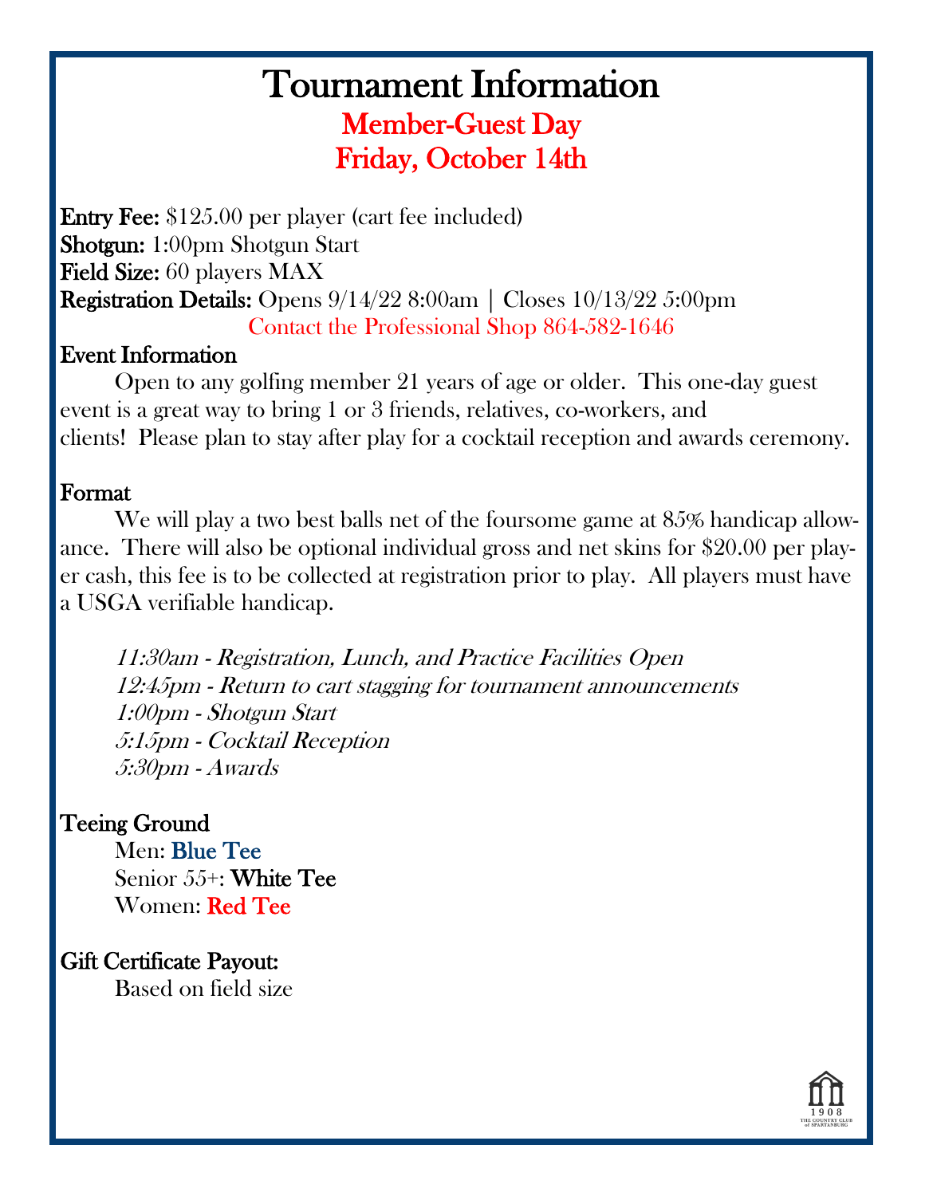# Tournament Information

## Member-Guest Day
## Friday, October 14th

**Entry Fee:** $125.00 per player (cart fee included)
**Shotgun:** 1:00pm Shotgun Start
**Field Size:** 60 players MAX
**Registration Details:** Opens 9/14/22 8:00am | Closes 10/13/22 5:00pm

Contact the Professional Shop 864-582-1646

### Event Information

Open to any golfing member 21 years of age or older. This one-day guest event is a great way to bring 1 or 3 friends, relatives, co-workers, and clients! Please plan to stay after play for a cocktail reception and awards ceremony.

### Format

We will play a two best balls net of the foursome game at 85% handicap allowance. There will also be optional individual gross and net skins for $20.00 per player cash, this fee is to be collected at registration prior to play. All players must have a USGA verifiable handicap.

*11:30am - Registration, Lunch, and Practice Facilities Open*
*12:45pm - Return to cart stagging for tournament announcements*
*1:00pm - Shotgun Start*
*5:15pm - Cocktail Reception*
*5:30pm - Awards*

### Teeing Ground

Men: Blue Tee
Senior 55+: White Tee
Women: Red Tee

### Gift Certificate Payout:

Based on field size

1908 THE COUNTRY CLUB of SPARTANBURG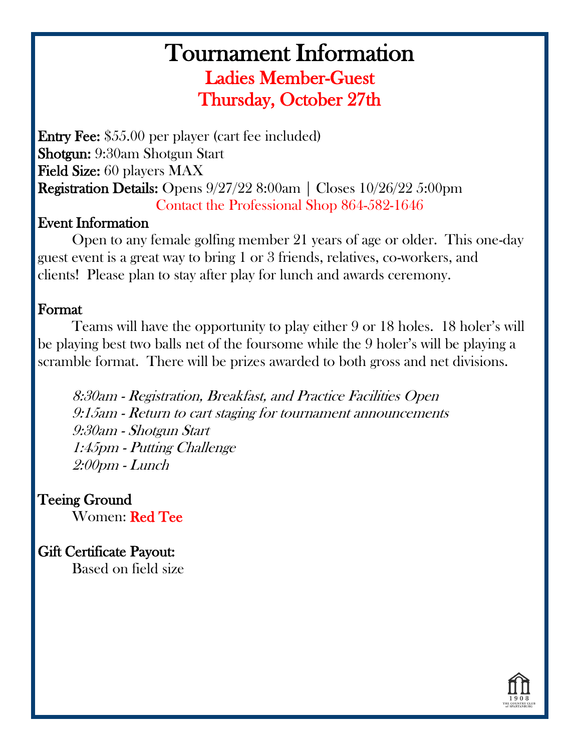# Tournament Information

## Ladies Member-Guest
## Thursday, October 27th

**Entry Fee:** $55.00 per player (cart fee included)
**Shotgun:** 9:30am Shotgun Start
**Field Size:** 60 players MAX
**Registration Details:** Opens 9/27/22 8:00am | Closes 10/26/22 5:00pm

Contact the Professional Shop 864-582-1646

### Event Information

Open to any female golfing member 21 years of age or older. This one-day guest event is a great way to bring 1 or 3 friends, relatives, co-workers, and clients! Please plan to stay after play for lunch and awards ceremony.

### Format

Teams will have the opportunity to play either 9 or 18 holes. 18 holer's will be playing best two balls net of the foursome while the 9 holer's will be playing a scramble format. There will be prizes awarded to both gross and net divisions.

*8:30am - Registration, Breakfast, and Practice Facilities Open*
*9:15am - Return to cart staging for tournament announcements*
*9:30am - Shotgun Start*
*1:45pm - Putting Challenge*
*2:00pm - Lunch*

### Teeing Ground

Women: **Red Tee**

### Gift Certificate Payout:

Based on field size

1908 THE COUNTRY CLUB of SPARTANBURG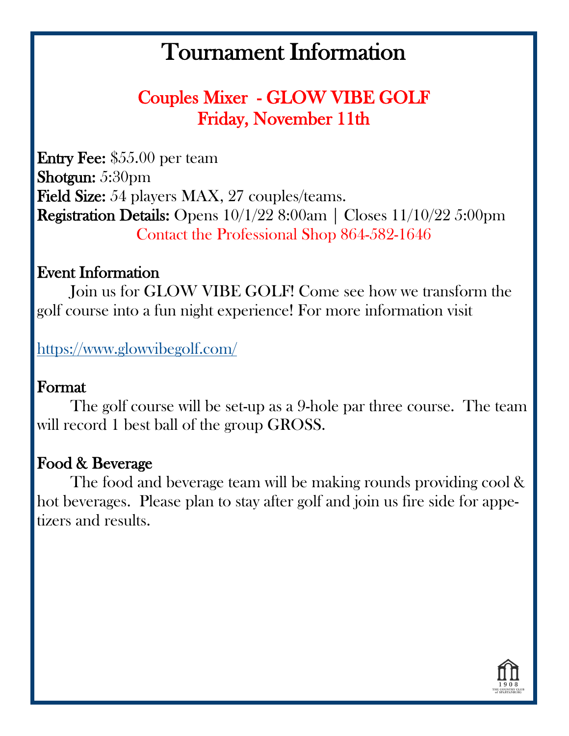# Tournament Information

## Couples Mixer - GLOW VIBE GOLF
## Friday, November 11th

**Entry Fee:** $55.00 per team
**Shotgun:** 5:30pm
**Field Size:** 54 players MAX, 27 couples/teams.
**Registration Details:** Opens 10/1/22 8:00am | Closes 11/10/22 5:00pm

Contact the Professional Shop 864-582-1646

### Event Information

Join us for GLOW VIBE GOLF! Come see how we transform the golf course into a fun night experience! For more information visit

https://www.glowvibegolf.com/

### Format

The golf course will be set-up as a 9-hole par three course. The team will record 1 best ball of the group GROSS.

### Food & Beverage

The food and beverage team will be making rounds providing cool & hot beverages. Please plan to stay after golf and join us fire side for appetizers and results.

1908
THE COUNTRY CLUB
of SPARTANBURG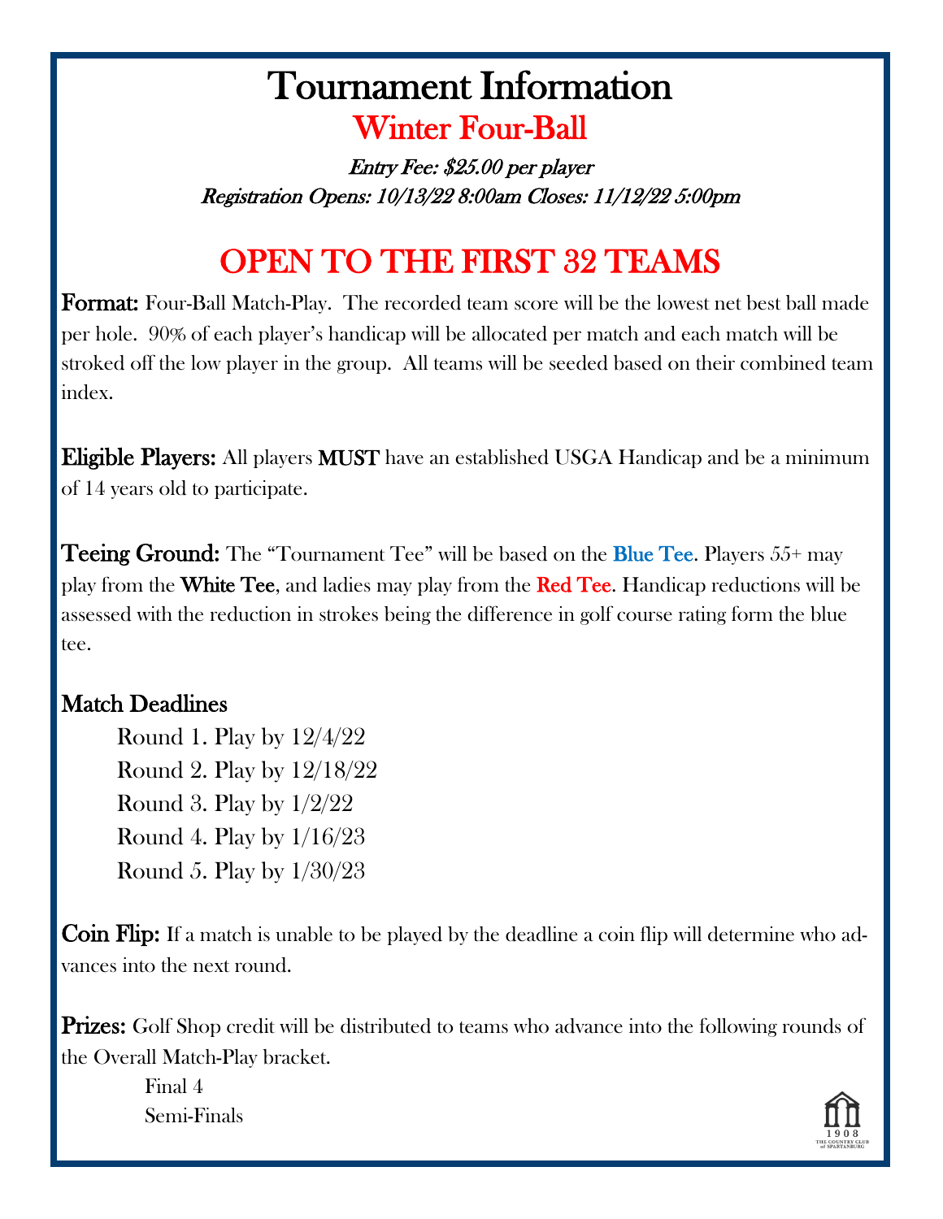# Tournament Information

## Winter Four-Ball

*Entry Fee: $25.00 per player*
*Registration Opens: 10/13/22 8:00am Closes: 11/12/22 5:00pm*

## OPEN TO THE FIRST 32 TEAMS

**Format:** Four-Ball Match-Play. The recorded team score will be the lowest net best ball made per hole. 90% of each player's handicap will be allocated per match and each match will be stroked off the low player in the group. All teams will be seeded based on their combined team index.

**Eligible Players:** All players **MUST** have an established USGA Handicap and be a minimum of 14 years old to participate.

**Teeing Ground:** The "Tournament Tee" will be based on the **Blue Tee**. Players 55+ may play from the **White Tee**, and ladies may play from the **Red Tee**. Handicap reductions will be assessed with the reduction in strokes being the difference in golf course rating form the blue tee.

### Match Deadlines

Round 1. Play by 12/4/22
Round 2. Play by 12/18/22
Round 3. Play by 1/2/22
Round 4. Play by 1/16/23
Round 5. Play by 1/30/23

**Coin Flip:** If a match is unable to be played by the deadline a coin flip will determine who advances into the next round.

**Prizes:** Golf Shop credit will be distributed to teams who advance into the following rounds of the Overall Match-Play bracket.

Final 4
Semi-Finals

1908 THE COUNTRY CLUB of SPARTANBURG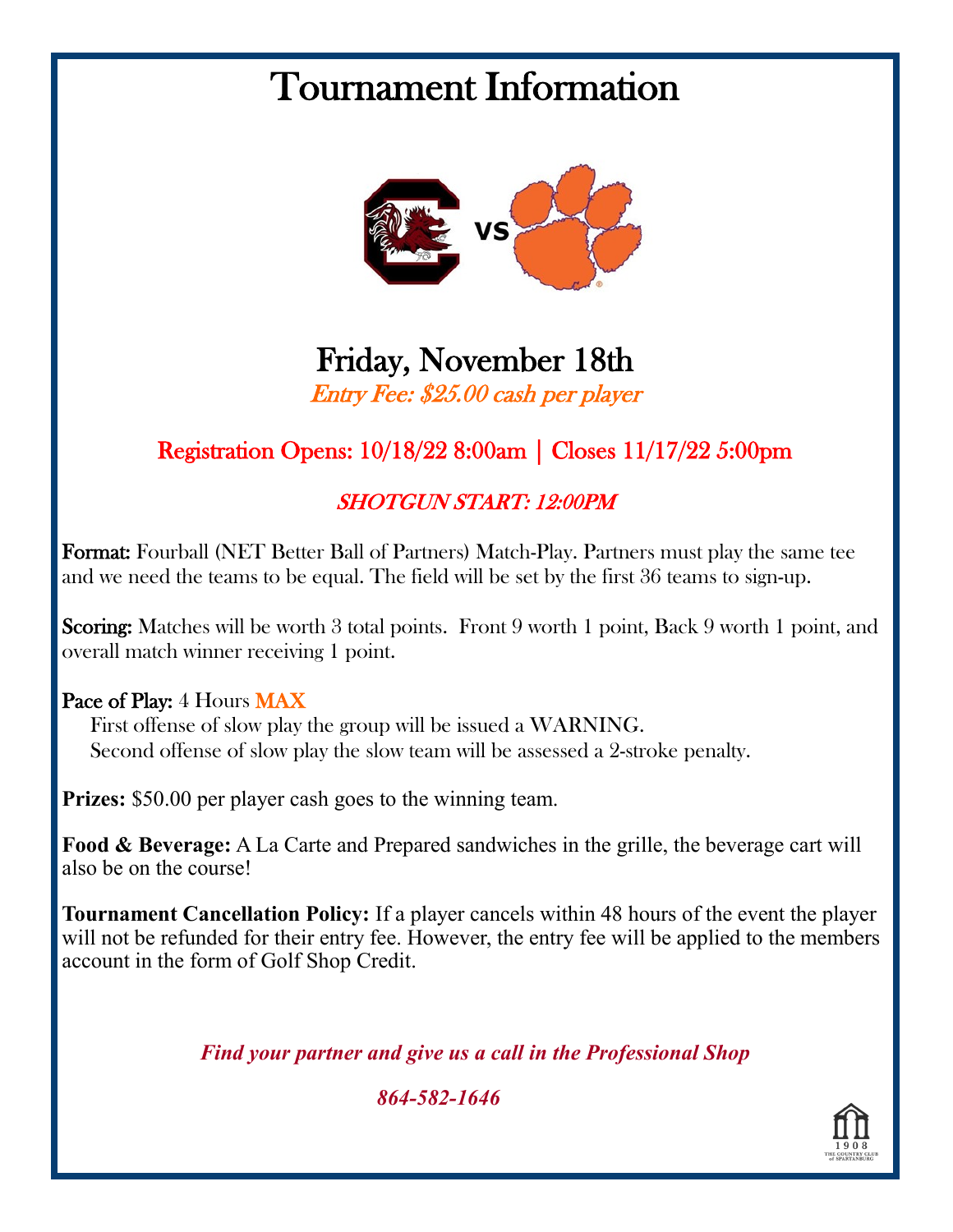# Tournament Information

VS

## Friday, November 18th

*Entry Fee: $25.00 cash per player*

### Registration Opens: 10/18/22 8:00am | Closes 11/17/22 5:00pm

*SHOTGUN START: 12:00PM*

**Format:** Fourball (NET Better Ball of Partners) Match-Play. Partners must play the same tee and we need the teams to be equal. The field will be set by the first 36 teams to sign-up.

**Scoring:** Matches will be worth 3 total points. Front 9 worth 1 point, Back 9 worth 1 point, and overall match winner receiving 1 point.

**Pace of Play:** 4 Hours MAX
First offense of slow play the group will be issued a WARNING.
Second offense of slow play the slow team will be assessed a 2-stroke penalty.

**Prizes:** $50.00 per player cash goes to the winning team.

**Food & Beverage:** A La Carte and Prepared sandwiches in the grille, the beverage cart will also be on the course!

**Tournament Cancellation Policy:** If a player cancels within 48 hours of the event the player will not be refunded for their entry fee. However, the entry fee will be applied to the members account in the form of Golf Shop Credit.

***Find your partner and give us a call in the Professional Shop***

***864-582-1646***

1908 THE COUNTRY CLUB of SPARTANBURG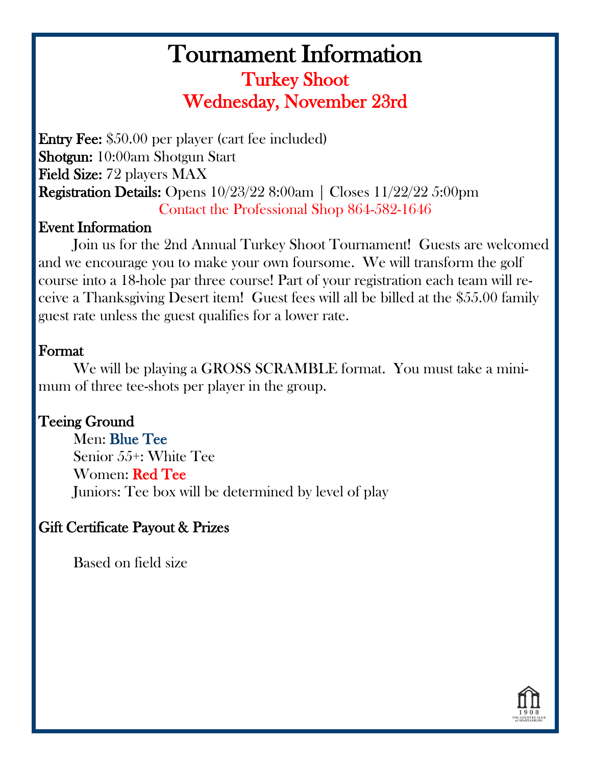# Tournament Information

## Turkey Shoot
## Wednesday, November 23rd

**Entry Fee:** $50.00 per player (cart fee included)
**Shotgun:** 10:00am Shotgun Start
**Field Size:** 72 players MAX
**Registration Details:** Opens 10/23/22 8:00am | Closes 11/22/22 5:00pm

Contact the Professional Shop 864-582-1646

### Event Information

Join us for the 2nd Annual Turkey Shoot Tournament! Guests are welcomed and we encourage you to make your own foursome. We will transform the golf course into a 18-hole par three course! Part of your registration each team will receive a Thanksgiving Desert item! Guest fees will all be billed at the $55.00 family guest rate unless the guest qualifies for a lower rate.

### Format

We will be playing a GROSS SCRAMBLE format. You must take a minimum of three tee-shots per player in the group.

### Teeing Ground

Men: Blue Tee
Senior 55+: White Tee
Women: Red Tee
Juniors: Tee box will be determined by level of play

### Gift Certificate Payout & Prizes

Based on field size

1908 THE COUNTRY CLUB of SPARTANBURG